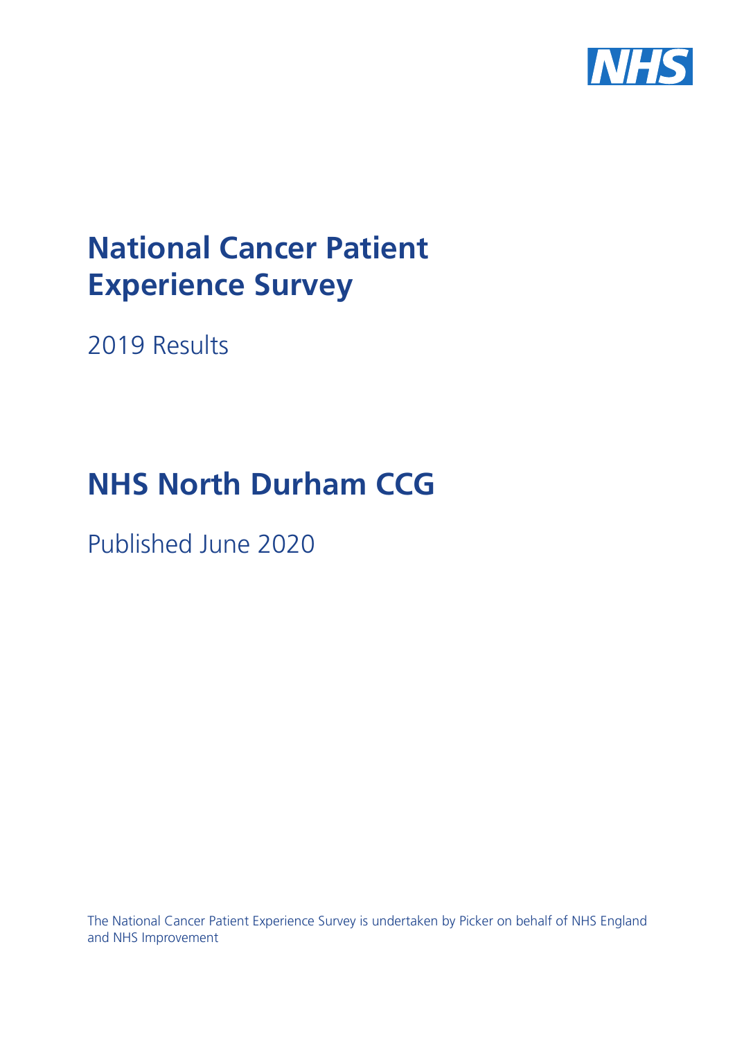NHS

# National Cancer Patient Experience Survey

2019 Results

# NHS North Durham CCG

Published June 2020

The National Cancer Patient Experience Survey is undertaken by Picker on behalf of NHS England and NHS Improvement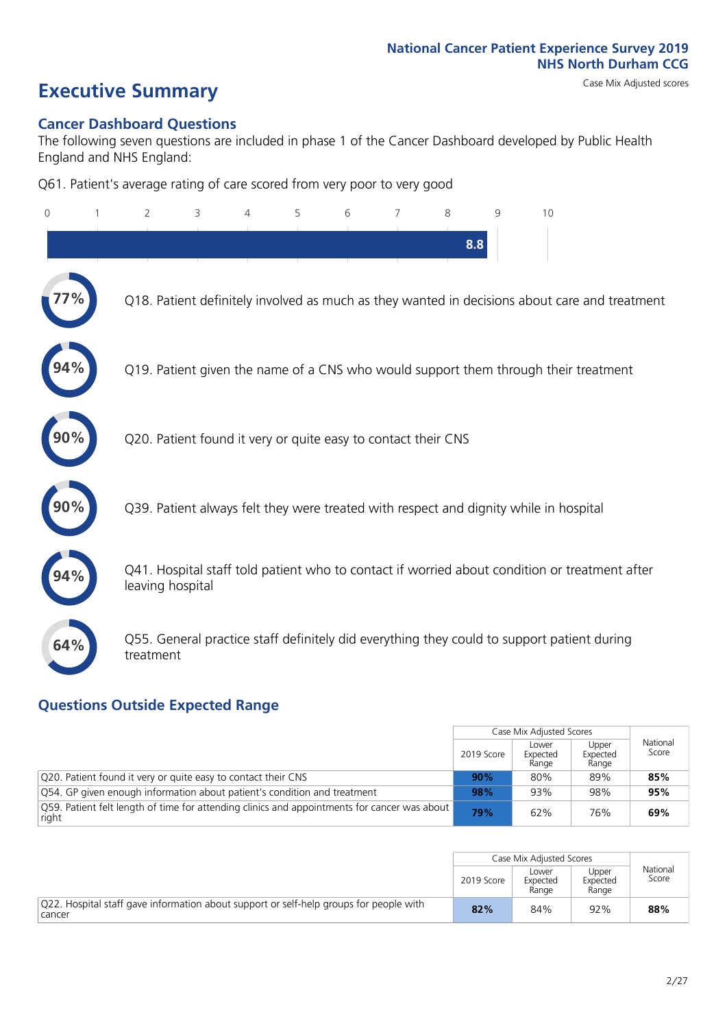National Cancer Patient Experience Survey 2019
NHS North Durham CCG

Case Mix Adjusted scores

# Executive Summary

## Cancer Dashboard Questions

The following seven questions are included in phase 1 of the Cancer Dashboard developed by Public Health England and NHS England:

Q61. Patient's average rating of care scored from very poor to very good

8.8

77% Q18. Patient definitely involved as much as they wanted in decisions about care and treatment

94% Q19. Patient given the name of a CNS who would support them through their treatment

90% Q20. Patient found it very or quite easy to contact their CNS

90% Q39. Patient always felt they were treated with respect and dignity while in hospital

94% Q41. Hospital staff told patient who to contact if worried about condition or treatment after leaving hospital

64% Q55. General practice staff definitely did everything they could to support patient during treatment

## Questions Outside Expected Range

| | Case Mix Adjusted Scores | | | National Score |
|---|---|---|---|---|
| | 2019 Score | Lower Expected Range | Upper Expected Range | |
| Q20. Patient found it very or quite easy to contact their CNS | **90%** | 80% | 89% | **85%** |
| Q54. GP given enough information about patient's condition and treatment | **98%** | 93% | 98% | **95%** |
| Q59. Patient felt length of time for attending clinics and appointments for cancer was about right | **79%** | 62% | 76% | **69%** |

| | Case Mix Adjusted Scores | | | National Score |
|---|---|---|---|---|
| | 2019 Score | Lower Expected Range | Upper Expected Range | |
| Q22. Hospital staff gave information about support or self-help groups for people with cancer | **82%** | 84% | 92% | **88%** |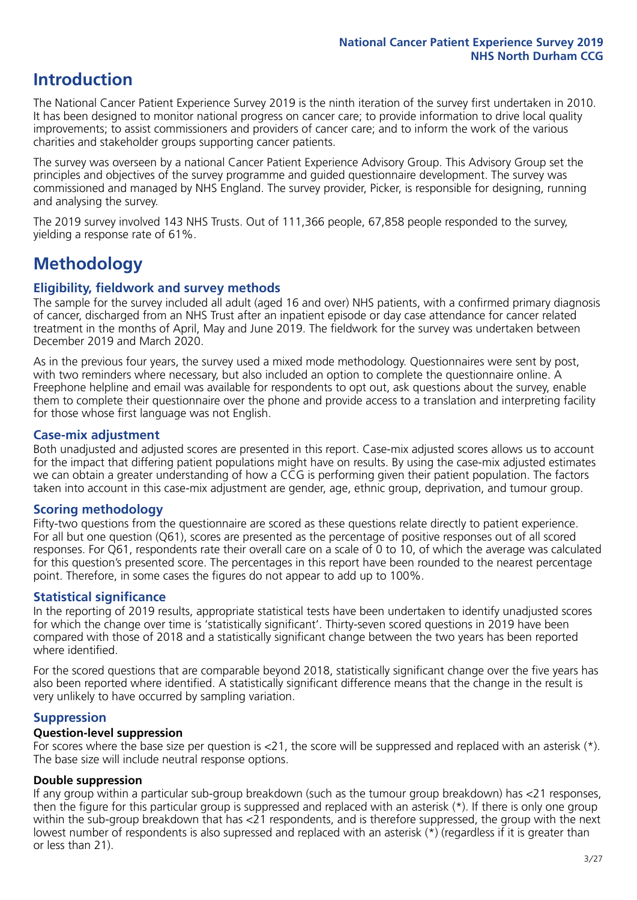# Introduction

The National Cancer Patient Experience Survey 2019 is the ninth iteration of the survey first undertaken in 2010. It has been designed to monitor national progress on cancer care; to provide information to drive local quality improvements; to assist commissioners and providers of cancer care; and to inform the work of the various charities and stakeholder groups supporting cancer patients.

The survey was overseen by a national Cancer Patient Experience Advisory Group. This Advisory Group set the principles and objectives of the survey programme and guided questionnaire development. The survey was commissioned and managed by NHS England. The survey provider, Picker, is responsible for designing, running and analysing the survey.

The 2019 survey involved 143 NHS Trusts. Out of 111,366 people, 67,858 people responded to the survey, yielding a response rate of 61%.

# Methodology

### Eligibility, fieldwork and survey methods

The sample for the survey included all adult (aged 16 and over) NHS patients, with a confirmed primary diagnosis of cancer, discharged from an NHS Trust after an inpatient episode or day case attendance for cancer related treatment in the months of April, May and June 2019. The fieldwork for the survey was undertaken between December 2019 and March 2020.

As in the previous four years, the survey used a mixed mode methodology. Questionnaires were sent by post, with two reminders where necessary, but also included an option to complete the questionnaire online. A Freephone helpline and email was available for respondents to opt out, ask questions about the survey, enable them to complete their questionnaire over the phone and provide access to a translation and interpreting facility for those whose first language was not English.

### Case-mix adjustment

Both unadjusted and adjusted scores are presented in this report. Case-mix adjusted scores allows us to account for the impact that differing patient populations might have on results. By using the case-mix adjusted estimates we can obtain a greater understanding of how a CCG is performing given their patient population. The factors taken into account in this case-mix adjustment are gender, age, ethnic group, deprivation, and tumour group.

### Scoring methodology

Fifty-two questions from the questionnaire are scored as these questions relate directly to patient experience. For all but one question (Q61), scores are presented as the percentage of positive responses out of all scored responses. For Q61, respondents rate their overall care on a scale of 0 to 10, of which the average was calculated for this question's presented score. The percentages in this report have been rounded to the nearest percentage point. Therefore, in some cases the figures do not appear to add up to 100%.

### Statistical significance

In the reporting of 2019 results, appropriate statistical tests have been undertaken to identify unadjusted scores for which the change over time is 'statistically significant'. Thirty-seven scored questions in 2019 have been compared with those of 2018 and a statistically significant change between the two years has been reported where identified.

For the scored questions that are comparable beyond 2018, statistically significant change over the five years has also been reported where identified. A statistically significant difference means that the change in the result is very unlikely to have occurred by sampling variation.

### Suppression

**Question-level suppression**

For scores where the base size per question is <21, the score will be suppressed and replaced with an asterisk (*). The base size will include neutral response options.

**Double suppression**

If any group within a particular sub-group breakdown (such as the tumour group breakdown) has <21 responses, then the figure for this particular group is suppressed and replaced with an asterisk (*). If there is only one group within the sub-group breakdown that has <21 respondents, and is therefore suppressed, the group with the next lowest number of respondents is also supressed and replaced with an asterisk (*) (regardless if it is greater than or less than 21).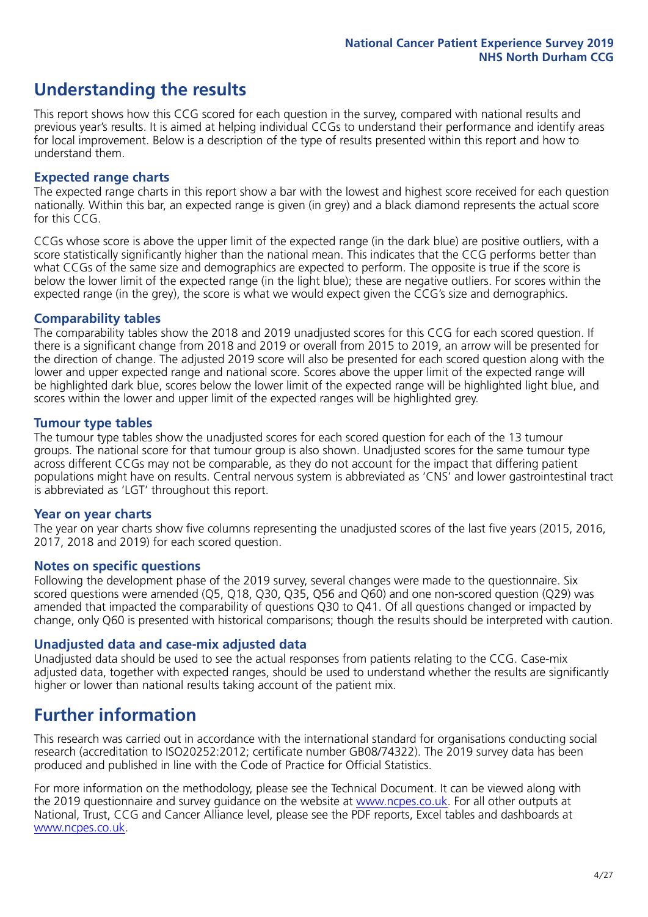## Understanding the results

This report shows how this CCG scored for each question in the survey, compared with national results and previous year's results. It is aimed at helping individual CCGs to understand their performance and identify areas for local improvement. Below is a description of the type of results presented within this report and how to understand them.

### Expected range charts

The expected range charts in this report show a bar with the lowest and highest score received for each question nationally. Within this bar, an expected range is given (in grey) and a black diamond represents the actual score for this CCG.

CCGs whose score is above the upper limit of the expected range (in the dark blue) are positive outliers, with a score statistically significantly higher than the national mean. This indicates that the CCG performs better than what CCGs of the same size and demographics are expected to perform. The opposite is true if the score is below the lower limit of the expected range (in the light blue); these are negative outliers. For scores within the expected range (in the grey), the score is what we would expect given the CCG's size and demographics.

### Comparability tables

The comparability tables show the 2018 and 2019 unadjusted scores for this CCG for each scored question. If there is a significant change from 2018 and 2019 or overall from 2015 to 2019, an arrow will be presented for the direction of change. The adjusted 2019 score will also be presented for each scored question along with the lower and upper expected range and national score. Scores above the upper limit of the expected range will be highlighted dark blue, scores below the lower limit of the expected range will be highlighted light blue, and scores within the lower and upper limit of the expected ranges will be highlighted grey.

### Tumour type tables

The tumour type tables show the unadjusted scores for each scored question for each of the 13 tumour groups. The national score for that tumour group is also shown. Unadjusted scores for the same tumour type across different CCGs may not be comparable, as they do not account for the impact that differing patient populations might have on results. Central nervous system is abbreviated as 'CNS' and lower gastrointestinal tract is abbreviated as 'LGT' throughout this report.

### Year on year charts

The year on year charts show five columns representing the unadjusted scores of the last five years (2015, 2016, 2017, 2018 and 2019) for each scored question.

### Notes on specific questions

Following the development phase of the 2019 survey, several changes were made to the questionnaire. Six scored questions were amended (Q5, Q18, Q30, Q35, Q56 and Q60) and one non-scored question (Q29) was amended that impacted the comparability of questions Q30 to Q41. Of all questions changed or impacted by change, only Q60 is presented with historical comparisons; though the results should be interpreted with caution.

### Unadjusted data and case-mix adjusted data

Unadjusted data should be used to see the actual responses from patients relating to the CCG. Case-mix adjusted data, together with expected ranges, should be used to understand whether the results are significantly higher or lower than national results taking account of the patient mix.

## Further information

This research was carried out in accordance with the international standard for organisations conducting social research (accreditation to ISO20252:2012; certificate number GB08/74322). The 2019 survey data has been produced and published in line with the Code of Practice for Official Statistics.

For more information on the methodology, please see the Technical Document. It can be viewed along with the 2019 questionnaire and survey guidance on the website at www.ncpes.co.uk. For all other outputs at National, Trust, CCG and Cancer Alliance level, please see the PDF reports, Excel tables and dashboards at www.ncpes.co.uk.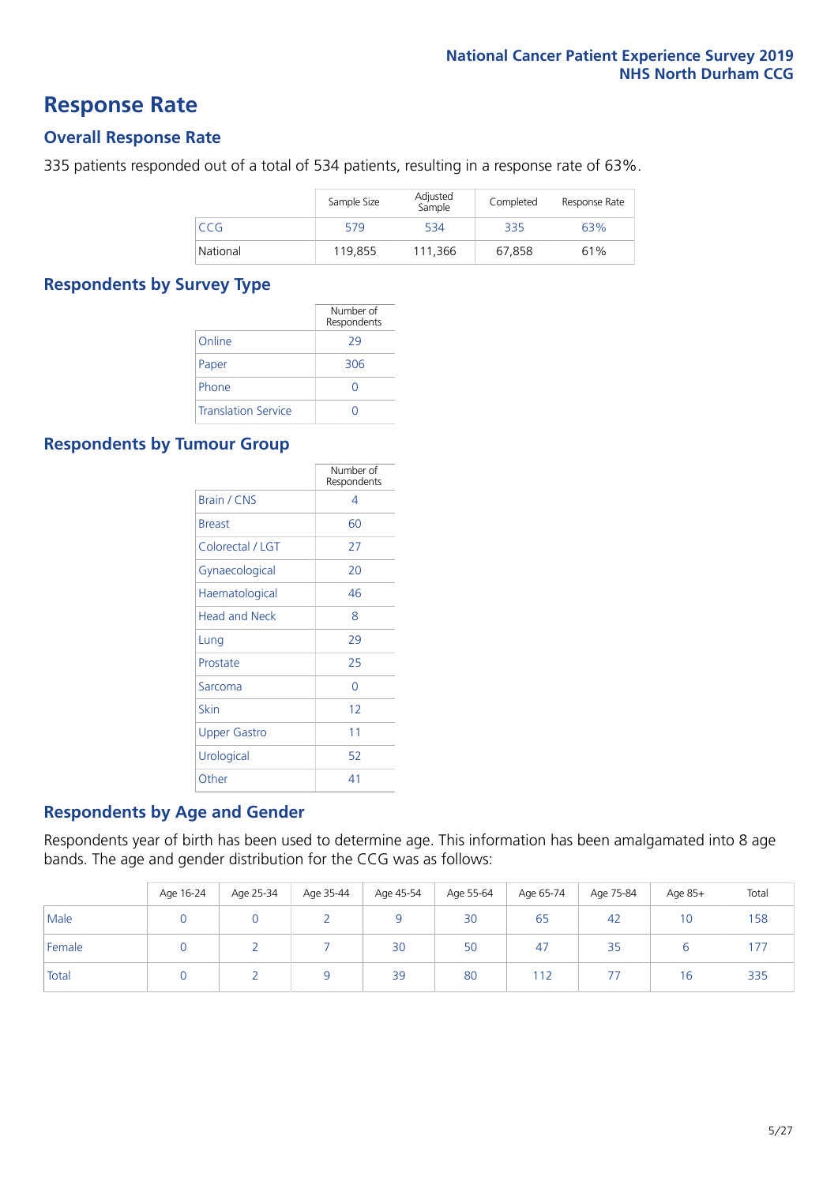# Response Rate

## Overall Response Rate

335 patients responded out of a total of 534 patients, resulting in a response rate of 63%.

| | Sample Size | Adjusted Sample | Completed | Response Rate |
|---|---|---|---|---|
| CCG | 579 | 534 | 335 | 63% |
| National | 119,855 | 111,366 | 67,858 | 61% |

## Respondents by Survey Type

| | Number of Respondents |
|---|---|
| Online | 29 |
| Paper | 306 |
| Phone | 0 |
| Translation Service | 0 |

## Respondents by Tumour Group

| | Number of Respondents |
|---|---|
| Brain / CNS | 4 |
| Breast | 60 |
| Colorectal / LGT | 27 |
| Gynaecological | 20 |
| Haematological | 46 |
| Head and Neck | 8 |
| Lung | 29 |
| Prostate | 25 |
| Sarcoma | 0 |
| Skin | 12 |
| Upper Gastro | 11 |
| Urological | 52 |
| Other | 41 |

## Respondents by Age and Gender

Respondents year of birth has been used to determine age. This information has been amalgamated into 8 age bands. The age and gender distribution for the CCG was as follows:

| | Age 16-24 | Age 25-34 | Age 35-44 | Age 45-54 | Age 55-64 | Age 65-74 | Age 75-84 | Age 85+ | Total |
|---|---|---|---|---|---|---|---|---|---|
| Male | 0 | 0 | 2 | 9 | 30 | 65 | 42 | 10 | 158 |
| Female | 0 | 2 | 7 | 30 | 50 | 47 | 35 | 6 | 177 |
| Total | 0 | 2 | 9 | 39 | 80 | 112 | 77 | 16 | 335 |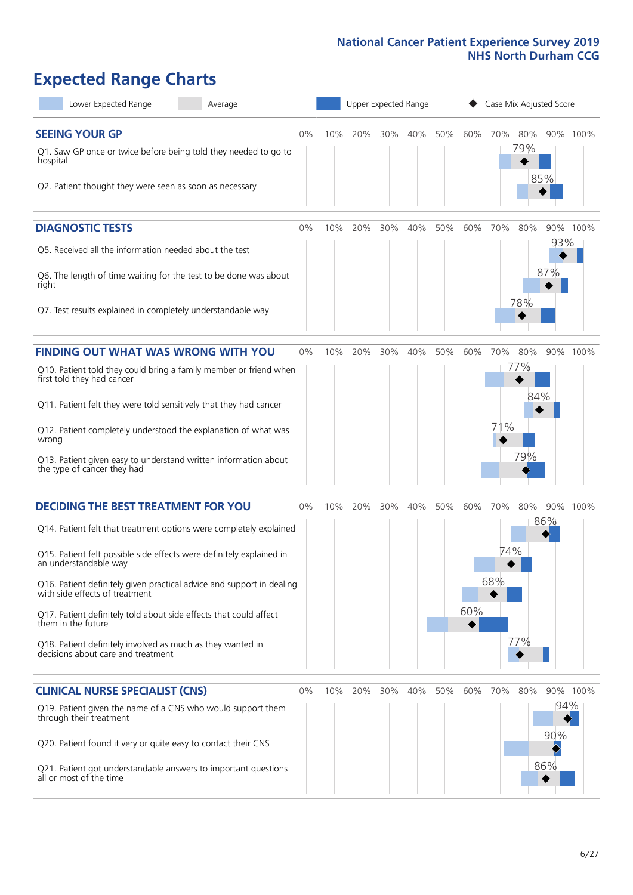# Expected Range Charts

Lower Expected Range | Average | Upper Expected Range | Case Mix Adjusted Score

## SEEING YOUR GP

| Question | Case Mix Adjusted Score |
|---|---|
| Q1. Saw GP once or twice before being told they needed to go to hospital | 79% |
| Q2. Patient thought they were seen as soon as necessary | 85% |

## DIAGNOSTIC TESTS

| Question | Case Mix Adjusted Score |
|---|---|
| Q5. Received all the information needed about the test | 93% |
| Q6. The length of time waiting for the test to be done was about right | 87% |
| Q7. Test results explained in completely understandable way | 78% |

## FINDING OUT WHAT WAS WRONG WITH YOU

| Question | Case Mix Adjusted Score |
|---|---|
| Q10. Patient told they could bring a family member or friend when first told they had cancer | 77% |
| Q11. Patient felt they were told sensitively that they had cancer | 84% |
| Q12. Patient completely understood the explanation of what was wrong | 71% |
| Q13. Patient given easy to understand written information about the type of cancer they had | 79% |

## DECIDING THE BEST TREATMENT FOR YOU

| Question | Case Mix Adjusted Score |
|---|---|
| Q14. Patient felt that treatment options were completely explained | 86% |
| Q15. Patient felt possible side effects were definitely explained in an understandable way | 74% |
| Q16. Patient definitely given practical advice and support in dealing with side effects of treatment | 68% |
| Q17. Patient definitely told about side effects that could affect them in the future | 60% |
| Q18. Patient definitely involved as much as they wanted in decisions about care and treatment | 77% |

## CLINICAL NURSE SPECIALIST (CNS)

| Question | Case Mix Adjusted Score |
|---|---|
| Q19. Patient given the name of a CNS who would support them through their treatment | 94% |
| Q20. Patient found it very or quite easy to contact their CNS | 90% |
| Q21. Patient got understandable answers to important questions all or most of the time | 86% |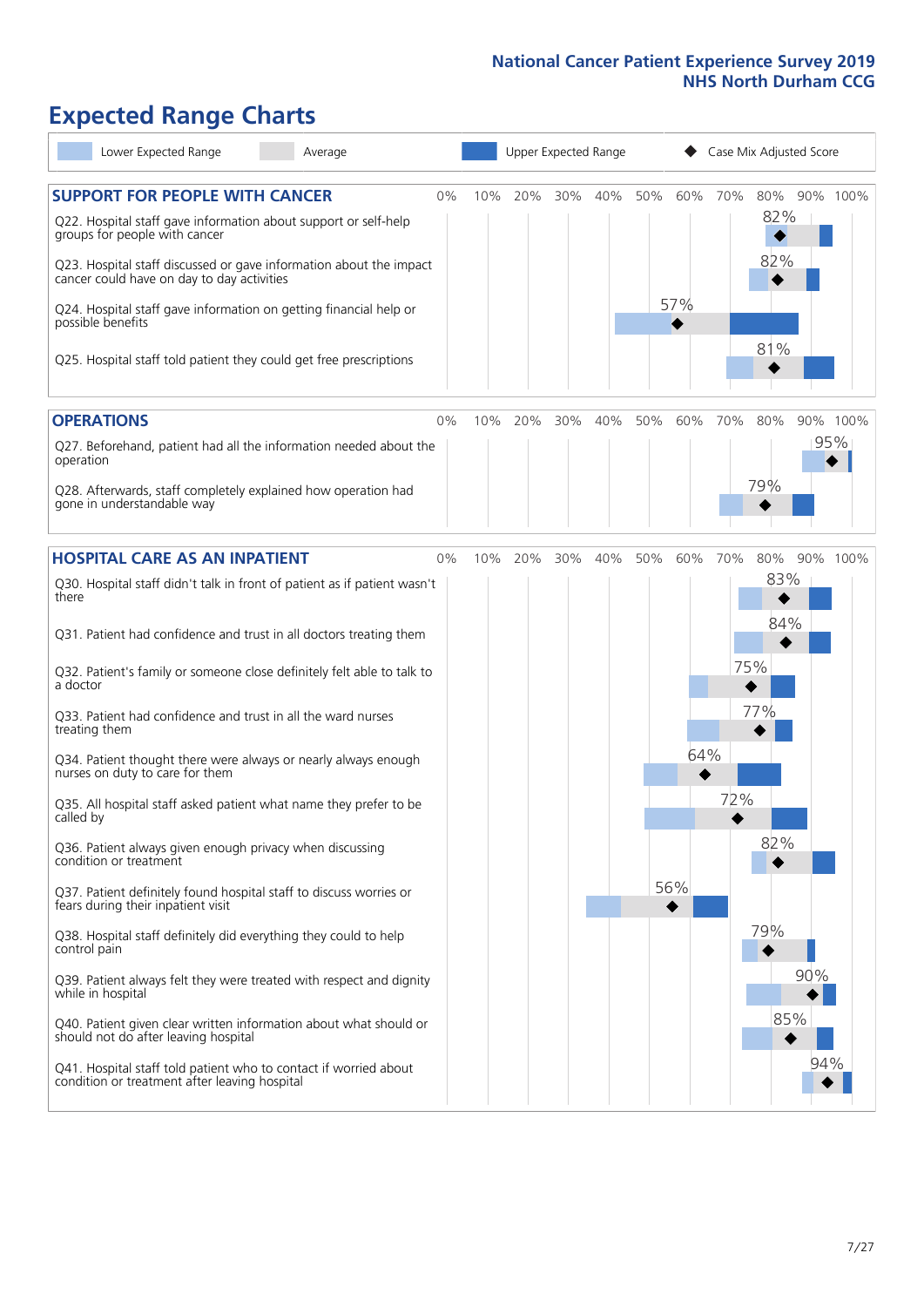# Expected Range Charts

Legend: Lower Expected Range | Average | Upper Expected Range | ◆ Case Mix Adjusted Score

## SUPPORT FOR PEOPLE WITH CANCER

| Question | Case Mix Adjusted Score |
|---|---|
| Q22. Hospital staff gave information about support or self-help groups for people with cancer | 82% |
| Q23. Hospital staff discussed or gave information about the impact cancer could have on day to day activities | 82% |
| Q24. Hospital staff gave information on getting financial help or possible benefits | 57% |
| Q25. Hospital staff told patient they could get free prescriptions | 81% |

## OPERATIONS

| Question | Case Mix Adjusted Score |
|---|---|
| Q27. Beforehand, patient had all the information needed about the operation | 95% |
| Q28. Afterwards, staff completely explained how operation had gone in understandable way | 79% |

## HOSPITAL CARE AS AN INPATIENT

| Question | Case Mix Adjusted Score |
|---|---|
| Q30. Hospital staff didn't talk in front of patient as if patient wasn't there | 83% |
| Q31. Patient had confidence and trust in all doctors treating them | 84% |
| Q32. Patient's family or someone close definitely felt able to talk to a doctor | 75% |
| Q33. Patient had confidence and trust in all the ward nurses treating them | 77% |
| Q34. Patient thought there were always or nearly always enough nurses on duty to care for them | 64% |
| Q35. All hospital staff asked patient what name they prefer to be called by | 72% |
| Q36. Patient always given enough privacy when discussing condition or treatment | 82% |
| Q37. Patient definitely found hospital staff to discuss worries or fears during their inpatient visit | 56% |
| Q38. Hospital staff definitely did everything they could to help control pain | 79% |
| Q39. Patient always felt they were treated with respect and dignity while in hospital | 90% |
| Q40. Patient given clear written information about what should or should not do after leaving hospital | 85% |
| Q41. Hospital staff told patient who to contact if worried about condition or treatment after leaving hospital | 94% |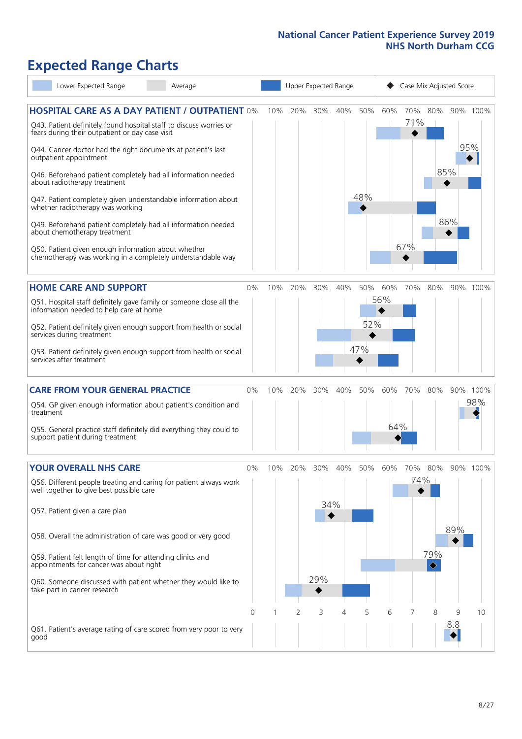# Expected Range Charts

Lower Expected Range | Average | Upper Expected Range | ◆ Case Mix Adjusted Score

## HOSPITAL CARE AS A DAY PATIENT / OUTPATIENT

| Question | Case Mix Adjusted Score |
|---|---|
| Q43. Patient definitely found hospital staff to discuss worries or fears during their outpatient or day case visit | 71% |
| Q44. Cancer doctor had the right documents at patient's last outpatient appointment | 95% |
| Q46. Beforehand patient completely had all information needed about radiotherapy treatment | 85% |
| Q47. Patient completely given understandable information about whether radiotherapy treatment was working | 48% |
| Q49. Beforehand patient completely had all information needed about chemotherapy treatment | 86% |
| Q50. Patient given enough information about whether chemotherapy treatment was working in a completely understandable way | 67% |

## HOME CARE AND SUPPORT

| Question | Case Mix Adjusted Score |
|---|---|
| Q51. Hospital staff definitely gave family or someone close all the information needed to help care at home | 56% |
| Q52. Patient definitely given enough support from health or social services during treatment | 52% |
| Q53. Patient definitely given enough support from health or social services after treatment | 47% |

## CARE FROM YOUR GENERAL PRACTICE

| Question | Case Mix Adjusted Score |
|---|---|
| Q54. GP given enough information about patient's condition and treatment | 98% |
| Q55. General practice staff definitely did everything they could to support patient during treatment | 64% |

## YOUR OVERALL NHS CARE

| Question | Case Mix Adjusted Score |
|---|---|
| Q56. Different people treating and caring for patient always work well together to give best possible care | 74% |
| Q57. Patient given a care plan | 34% |
| Q58. Overall the administration of care was good or very good | 89% |
| Q59. Patient felt length of time for attending clinics and appointments for cancer was about right | 79% |
| Q60. Someone discussed with patient whether they would like to take part in cancer research | 29% |
| Q61. Patient's average rating of care scored from very poor to very good | 8.8 |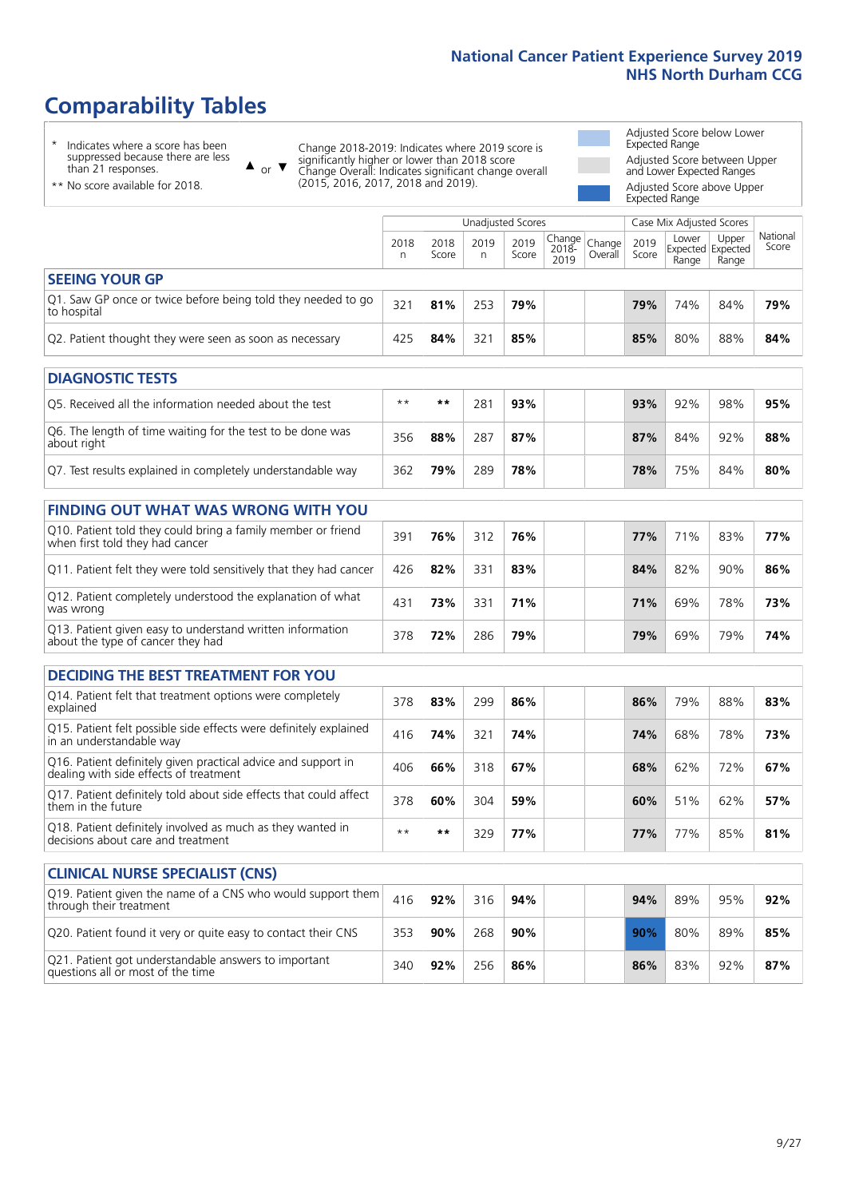# Comparability Tables

\* Indicates where a score has been suppressed because there are less than 21 responses.

** No score available for 2018.

▲ or ▼ Change 2018-2019: Indicates where 2019 score is significantly higher or lower than 2018 score. Change Overall: Indicates significant change overall (2015, 2016, 2017, 2018 and 2019).

Adjusted Score below Lower Expected Range

Adjusted Score between Upper and Lower Expected Ranges

Adjusted Score above Upper Expected Range

| | Unadjusted Scores | | | | | | Case Mix Adjusted Scores | | | |
|---|---|---|---|---|---|---|---|---|---|---|
| | 2018 n | 2018 Score | 2019 n | 2019 Score | Change 2018-2019 | Change Overall | 2019 Score | Lower Expected Range | Upper Expected Range | National Score |
| **SEEING YOUR GP** | | | | | | | | | | |
| Q1. Saw GP once or twice before being told they needed to go to hospital | 321 | **81%** | 253 | **79%** | | | **79%** | 74% | 84% | **79%** |
| Q2. Patient thought they were seen as soon as necessary | 425 | **84%** | 321 | **85%** | | | **85%** | 80% | 88% | **84%** |
| **DIAGNOSTIC TESTS** | | | | | | | | | | |
| Q5. Received all the information needed about the test | ** | ** | 281 | **93%** | | | **93%** | 92% | 98% | **95%** |
| Q6. The length of time waiting for the test to be done was about right | 356 | **88%** | 287 | **87%** | | | **87%** | 84% | 92% | **88%** |
| Q7. Test results explained in completely understandable way | 362 | **79%** | 289 | **78%** | | | **78%** | 75% | 84% | **80%** |
| **FINDING OUT WHAT WAS WRONG WITH YOU** | | | | | | | | | | |
| Q10. Patient told they could bring a family member or friend when first told they had cancer | 391 | **76%** | 312 | **76%** | | | **77%** | 71% | 83% | **77%** |
| Q11. Patient felt they were told sensitively that they had cancer | 426 | **82%** | 331 | **83%** | | | **84%** | 82% | 90% | **86%** |
| Q12. Patient completely understood the explanation of what was wrong | 431 | **73%** | 331 | **71%** | | | **71%** | 69% | 78% | **73%** |
| Q13. Patient given easy to understand written information about the type of cancer they had | 378 | **72%** | 286 | **79%** | | | **79%** | 69% | 79% | **74%** |
| **DECIDING THE BEST TREATMENT FOR YOU** | | | | | | | | | | |
| Q14. Patient felt that treatment options were completely explained | 378 | **83%** | 299 | **86%** | | | **86%** | 79% | 88% | **83%** |
| Q15. Patient felt possible side effects were definitely explained in an understandable way | 416 | **74%** | 321 | **74%** | | | **74%** | 68% | 78% | **73%** |
| Q16. Patient definitely given practical advice and support in dealing with side effects of treatment | 406 | **66%** | 318 | **67%** | | | **68%** | 62% | 72% | **67%** |
| Q17. Patient definitely told about side effects that could affect them in the future | 378 | **60%** | 304 | **59%** | | | **60%** | 51% | 62% | **57%** |
| Q18. Patient definitely involved as much as they wanted in decisions about care and treatment | ** | ** | 329 | **77%** | | | **77%** | 77% | 85% | **81%** |
| **CLINICAL NURSE SPECIALIST (CNS)** | | | | | | | | | | |
| Q19. Patient given the name of a CNS who would support them through their treatment | 416 | **92%** | 316 | **94%** | | | **94%** | 89% | 95% | **92%** |
| Q20. Patient found it very or quite easy to contact their CNS | 353 | **90%** | 268 | **90%** | | | **90%** | 80% | 89% | **85%** |
| Q21. Patient got understandable answers to important questions all or most of the time | 340 | **92%** | 256 | **86%** | | | **86%** | 83% | 92% | **87%** |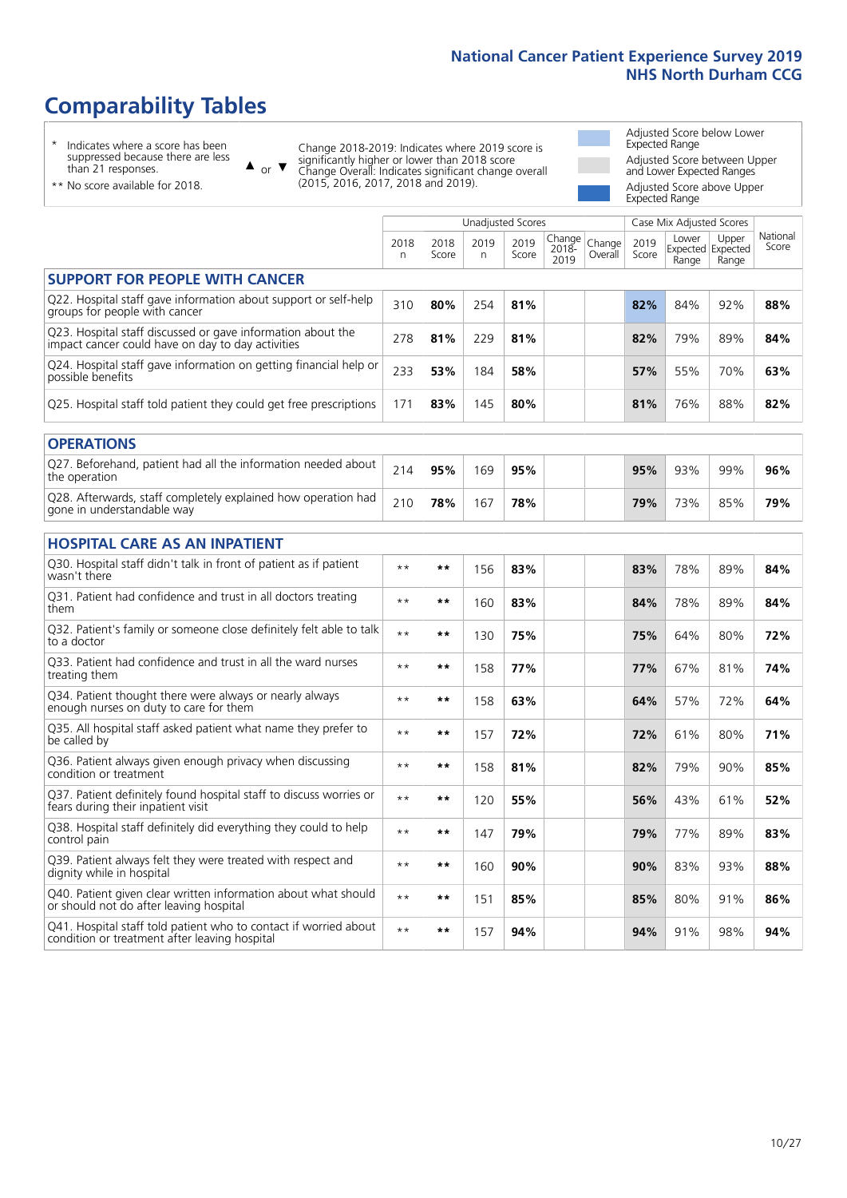# Comparability Tables

\* Indicates where a score has been suppressed because there are less than 21 responses.

** No score available for 2018.

▲ or ▼ Change 2018-2019: Indicates where 2019 score is significantly higher or lower than 2018 score. Change Overall: Indicates significant change overall (2015, 2016, 2017, 2018 and 2019).

Adjusted Score below Lower Expected Range

Adjusted Score between Upper and Lower Expected Ranges

Adjusted Score above Upper Expected Range

| | Unadjusted Scores | | | | | | Case Mix Adjusted Scores | | | |
|---|---|---|---|---|---|---|---|---|---|---|
| | 2018 n | 2018 Score | 2019 n | 2019 Score | Change 2018-2019 | Change Overall | 2019 Score | Lower Expected Range | Upper Expected Range | National Score |
| **SUPPORT FOR PEOPLE WITH CANCER** | | | | | | | | | | |
| Q22. Hospital staff gave information about support or self-help groups for people with cancer | 310 | **80%** | 254 | **81%** | | | **82%** | 84% | 92% | **88%** |
| Q23. Hospital staff discussed or gave information about the impact cancer could have on day to day activities | 278 | **81%** | 229 | **81%** | | | **82%** | 79% | 89% | **84%** |
| Q24. Hospital staff gave information on getting financial help or possible benefits | 233 | **53%** | 184 | **58%** | | | **57%** | 55% | 70% | **63%** |
| Q25. Hospital staff told patient they could get free prescriptions | 171 | **83%** | 145 | **80%** | | | **81%** | 76% | 88% | **82%** |
| **OPERATIONS** | | | | | | | | | | |
| Q27. Beforehand, patient had all the information needed about the operation | 214 | **95%** | 169 | **95%** | | | **95%** | 93% | 99% | **96%** |
| Q28. Afterwards, staff completely explained how operation had gone in understandable way | 210 | **78%** | 167 | **78%** | | | **79%** | 73% | 85% | **79%** |
| **HOSPITAL CARE AS AN INPATIENT** | | | | | | | | | | |
| Q30. Hospital staff didn't talk in front of patient as if patient wasn't there | ** | ** | 156 | **83%** | | | **83%** | 78% | 89% | **84%** |
| Q31. Patient had confidence and trust in all doctors treating them | ** | ** | 160 | **83%** | | | **84%** | 78% | 89% | **84%** |
| Q32. Patient's family or someone close definitely felt able to talk to a doctor | ** | ** | 130 | **75%** | | | **75%** | 64% | 80% | **72%** |
| Q33. Patient had confidence and trust in all the ward nurses treating them | ** | ** | 158 | **77%** | | | **77%** | 67% | 81% | **74%** |
| Q34. Patient thought there were always or nearly always enough nurses on duty to care for them | ** | ** | 158 | **63%** | | | **64%** | 57% | 72% | **64%** |
| Q35. All hospital staff asked patient what name they prefer to be called by | ** | ** | 157 | **72%** | | | **72%** | 61% | 80% | **71%** |
| Q36. Patient always given enough privacy when discussing condition or treatment | ** | ** | 158 | **81%** | | | **82%** | 79% | 90% | **85%** |
| Q37. Patient definitely found hospital staff to discuss worries or fears during their inpatient visit | ** | ** | 120 | **55%** | | | **56%** | 43% | 61% | **52%** |
| Q38. Hospital staff definitely did everything they could to help control pain | ** | ** | 147 | **79%** | | | **79%** | 77% | 89% | **83%** |
| Q39. Patient always felt they were treated with respect and dignity while in hospital | ** | ** | 160 | **90%** | | | **90%** | 83% | 93% | **88%** |
| Q40. Patient given clear written information about what should or should not do after leaving hospital | ** | ** | 151 | **85%** | | | **85%** | 80% | 91% | **86%** |
| Q41. Hospital staff told patient who to contact if worried about condition or treatment after leaving hospital | ** | ** | 157 | **94%** | | | **94%** | 91% | 98% | **94%** |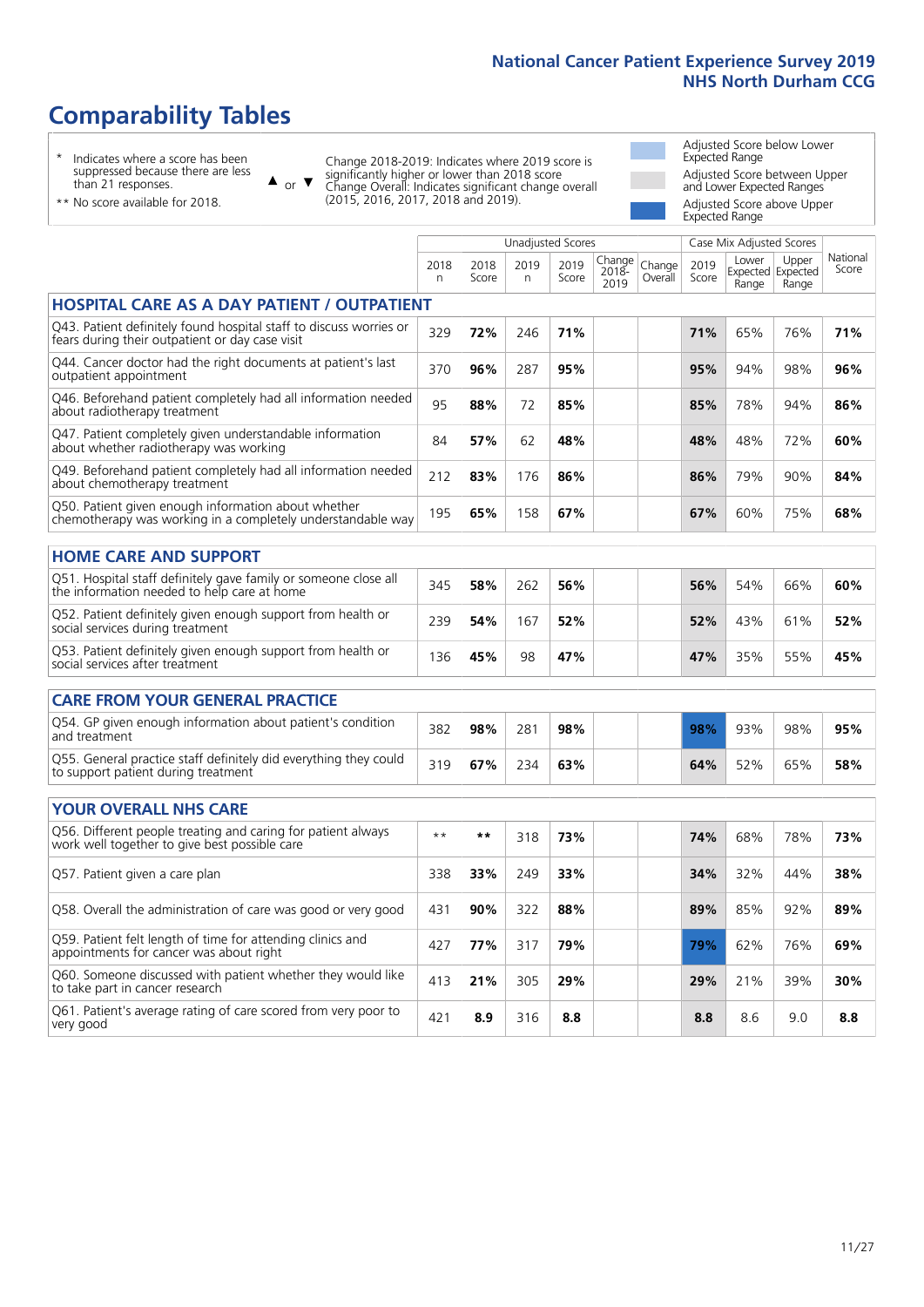# Comparability Tables

\* Indicates where a score has been suppressed because there are less than 21 responses.

\*\* No score available for 2018.

▲ or ▼ Change 2018-2019: Indicates where 2019 score is significantly higher or lower than 2018 score. Change Overall: Indicates significant change overall (2015, 2016, 2017, 2018 and 2019).

- Adjusted Score below Lower Expected Range
- Adjusted Score between Upper and Lower Expected Ranges
- Adjusted Score above Upper Expected Range

| | Unadjusted Scores | | | | | | Case Mix Adjusted Scores | | | National |
|---|---|---|---|---|---|---|---|---|---|---|
| | 2018 n | 2018 Score | 2019 n | 2019 Score | Change 2018-2019 | Change Overall | 2019 Score | Lower Expected Range | Upper Expected Range | National Score |
| **HOSPITAL CARE AS A DAY PATIENT / OUTPATIENT** | | | | | | | | | | |
| Q43. Patient definitely found hospital staff to discuss worries or fears during their outpatient or day case visit | 329 | **72%** | 246 | **71%** | | | **71%** | 65% | 76% | **71%** |
| Q44. Cancer doctor had the right documents at patient's last outpatient appointment | 370 | **96%** | 287 | **95%** | | | **95%** | 94% | 98% | **96%** |
| Q46. Beforehand patient completely had all information needed about radiotherapy treatment | 95 | **88%** | 72 | **85%** | | | **85%** | 78% | 94% | **86%** |
| Q47. Patient completely given understandable information about whether radiotherapy was working | 84 | **57%** | 62 | **48%** | | | **48%** | 48% | 72% | **60%** |
| Q49. Beforehand patient completely had all information needed about chemotherapy treatment | 212 | **83%** | 176 | **86%** | | | **86%** | 79% | 90% | **84%** |
| Q50. Patient given enough information about whether chemotherapy was working in a completely understandable way | 195 | **65%** | 158 | **67%** | | | **67%** | 60% | 75% | **68%** |
| **HOME CARE AND SUPPORT** | | | | | | | | | | |
| Q51. Hospital staff definitely gave family or someone close all the information needed to help care at home | 345 | **58%** | 262 | **56%** | | | **56%** | 54% | 66% | **60%** |
| Q52. Patient definitely given enough support from health or social services during treatment | 239 | **54%** | 167 | **52%** | | | **52%** | 43% | 61% | **52%** |
| Q53. Patient definitely given enough support from health or social services after treatment | 136 | **45%** | 98 | **47%** | | | **47%** | 35% | 55% | **45%** |
| **CARE FROM YOUR GENERAL PRACTICE** | | | | | | | | | | |
| Q54. GP given enough information about patient's condition and treatment | 382 | **98%** | 281 | **98%** | | | **98%** | 93% | 98% | **95%** |
| Q55. General practice staff definitely did everything they could to support patient during treatment | 319 | **67%** | 234 | **63%** | | | **64%** | 52% | 65% | **58%** |
| **YOUR OVERALL NHS CARE** | | | | | | | | | | |
| Q56. Different people treating and caring for patient always work well together to give best possible care | \*\* | **\*\*** | 318 | **73%** | | | **74%** | 68% | 78% | **73%** |
| Q57. Patient given a care plan | 338 | **33%** | 249 | **33%** | | | **34%** | 32% | 44% | **38%** |
| Q58. Overall the administration of care was good or very good | 431 | **90%** | 322 | **88%** | | | **89%** | 85% | 92% | **89%** |
| Q59. Patient felt length of time for attending clinics and appointments for cancer was about right | 427 | **77%** | 317 | **79%** | | | **79%** | 62% | 76% | **69%** |
| Q60. Someone discussed with patient whether they would like to take part in cancer research | 413 | **21%** | 305 | **29%** | | | **29%** | 21% | 39% | **30%** |
| Q61. Patient's average rating of care scored from very poor to very good | 421 | **8.9** | 316 | **8.8** | | | **8.8** | 8.6 | 9.0 | **8.8** |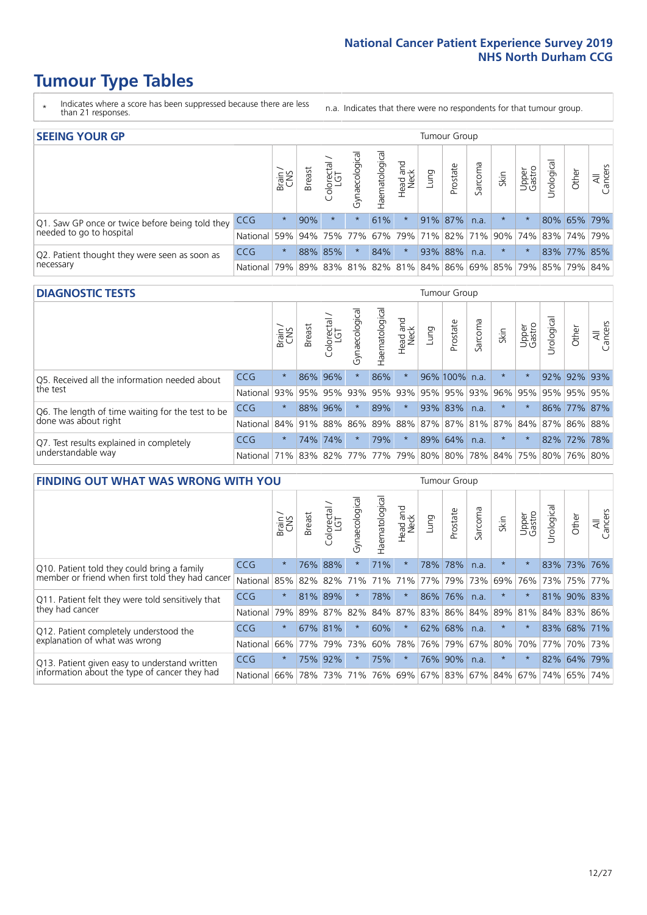# Tumour Type Tables

\* Indicates where a score has been suppressed because there are less than 21 responses.

n.a. Indicates that there were no respondents for that tumour group.

## SEEING YOUR GP

| | | Brain / CNS | Breast | Colorectal / LGT | Gynaecological | Haematological | Head and Neck | Lung | Prostate | Sarcoma | Skin | Upper Gastro | Urological | Other | All Cancers |
|---|---|---|---|---|---|---|---|---|---|---|---|---|---|---|---|
| Q1. Saw GP once or twice before being told they needed to go to hospital | CCG | * | 90% | * | * | 61% | * | 91% | 87% | n.a. | * | * | 80% | 65% | 79% |
| | National | 59% | 94% | 75% | 77% | 67% | 79% | 71% | 82% | 71% | 90% | 74% | 83% | 74% | 79% |
| Q2. Patient thought they were seen as soon as necessary | CCG | * | 88% | 85% | * | 84% | * | 93% | 88% | n.a. | * | * | 83% | 77% | 85% |
| | National | 79% | 89% | 83% | 81% | 82% | 81% | 84% | 86% | 69% | 85% | 79% | 85% | 79% | 84% |

## DIAGNOSTIC TESTS

| | | Brain / CNS | Breast | Colorectal / LGT | Gynaecological | Haematological | Head and Neck | Lung | Prostate | Sarcoma | Skin | Upper Gastro | Urological | Other | All Cancers |
|---|---|---|---|---|---|---|---|---|---|---|---|---|---|---|---|
| Q5. Received all the information needed about the test | CCG | * | 86% | 96% | * | 86% | * | 96% | 100% | n.a. | * | * | 92% | 92% | 93% |
| | National | 93% | 95% | 95% | 93% | 95% | 93% | 95% | 95% | 93% | 96% | 95% | 95% | 95% | 95% |
| Q6. The length of time waiting for the test to be done was about right | CCG | * | 88% | 96% | * | 89% | * | 93% | 83% | n.a. | * | * | 86% | 77% | 87% |
| | National | 84% | 91% | 88% | 86% | 89% | 88% | 87% | 87% | 81% | 87% | 84% | 87% | 86% | 88% |
| Q7. Test results explained in completely understandable way | CCG | * | 74% | 74% | * | 79% | * | 89% | 64% | n.a. | * | * | 82% | 72% | 78% |
| | National | 71% | 83% | 82% | 77% | 77% | 79% | 80% | 80% | 78% | 84% | 75% | 80% | 76% | 80% |

## FINDING OUT WHAT WAS WRONG WITH YOU

| | | Brain / CNS | Breast | Colorectal / LGT | Gynaecological | Haematological | Head and Neck | Lung | Prostate | Sarcoma | Skin | Upper Gastro | Urological | Other | All Cancers |
|---|---|---|---|---|---|---|---|---|---|---|---|---|---|---|---|
| Q10. Patient told they could bring a family member or friend when first told they had cancer | CCG | * | 76% | 88% | * | 71% | * | 78% | 78% | n.a. | * | * | 83% | 73% | 76% |
| | National | 85% | 82% | 82% | 71% | 71% | 71% | 77% | 79% | 73% | 69% | 76% | 73% | 75% | 77% |
| Q11. Patient felt they were told sensitively that they had cancer | CCG | * | 81% | 89% | * | 78% | * | 86% | 76% | n.a. | * | * | 81% | 90% | 83% |
| | National | 79% | 89% | 87% | 82% | 84% | 87% | 83% | 86% | 84% | 89% | 81% | 84% | 83% | 86% |
| Q12. Patient completely understood the explanation of what was wrong | CCG | * | 67% | 81% | * | 60% | * | 62% | 68% | n.a. | * | * | 83% | 68% | 71% |
| | National | 66% | 77% | 79% | 73% | 60% | 78% | 76% | 79% | 67% | 80% | 70% | 77% | 70% | 73% |
| Q13. Patient given easy to understand written information about the type of cancer they had | CCG | * | 75% | 92% | * | 75% | * | 76% | 90% | n.a. | * | * | 82% | 64% | 79% |
| | National | 66% | 78% | 73% | 71% | 76% | 69% | 67% | 83% | 67% | 84% | 67% | 74% | 65% | 74% |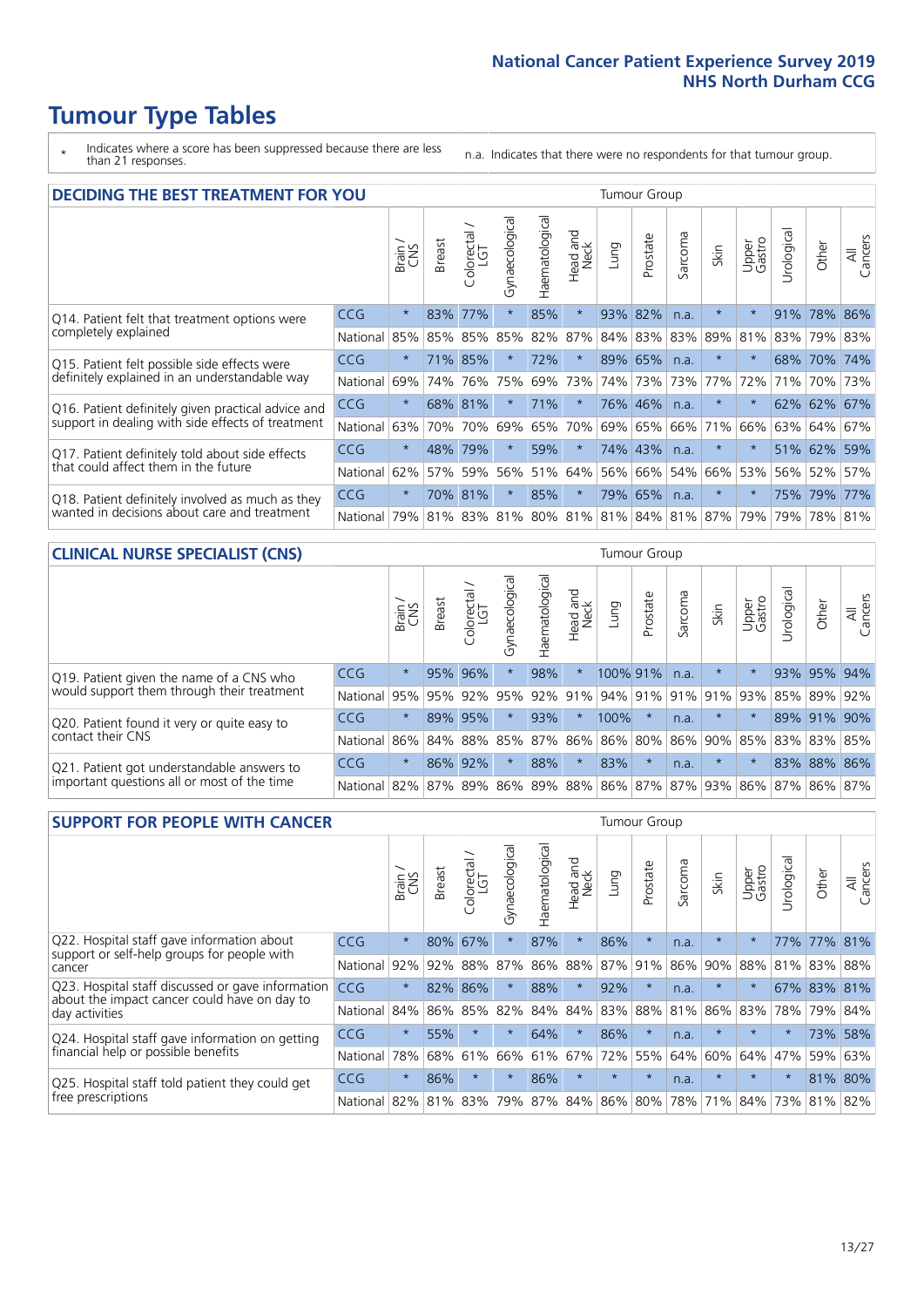# Tumour Type Tables

\* Indicates where a score has been suppressed because there are less than 21 responses.

n.a. Indicates that there were no respondents for that tumour group.

## DECIDING THE BEST TREATMENT FOR YOU

| | | Brain / CNS | Breast | Colorectal / LGT | Gynaecological | Haematological | Head and Neck | Lung | Prostate | Sarcoma | Skin | Upper Gastro | Urological | Other | All Cancers |
|---|---|---|---|---|---|---|---|---|---|---|---|---|---|---|---|
| Q14. Patient felt that treatment options were completely explained | CCG | * | 83% | 77% | * | 85% | * | 93% | 82% | n.a. | * | * | 91% | 78% | 86% |
| | National | 85% | 85% | 85% | 85% | 82% | 87% | 84% | 83% | 83% | 89% | 81% | 83% | 79% | 83% |
| Q15. Patient felt possible side effects were definitely explained in an understandable way | CCG | * | 71% | 85% | * | 72% | * | 89% | 65% | n.a. | * | * | 68% | 70% | 74% |
| | National | 69% | 74% | 76% | 75% | 69% | 73% | 74% | 73% | 73% | 77% | 72% | 71% | 70% | 73% |
| Q16. Patient definitely given practical advice and support in dealing with side effects of treatment | CCG | * | 68% | 81% | * | 71% | * | 76% | 46% | n.a. | * | * | 62% | 62% | 67% |
| | National | 63% | 70% | 70% | 69% | 65% | 70% | 69% | 65% | 66% | 71% | 66% | 63% | 64% | 67% |
| Q17. Patient definitely told about side effects that could affect them in the future | CCG | * | 48% | 79% | * | 59% | * | 74% | 43% | n.a. | * | * | 51% | 62% | 59% |
| | National | 62% | 57% | 59% | 56% | 51% | 64% | 56% | 66% | 54% | 66% | 53% | 56% | 52% | 57% |
| Q18. Patient definitely involved as much as they wanted in decisions about care and treatment | CCG | * | 70% | 81% | * | 85% | * | 79% | 65% | n.a. | * | * | 75% | 79% | 77% |
| | National | 79% | 81% | 83% | 81% | 80% | 81% | 81% | 84% | 81% | 87% | 79% | 79% | 78% | 81% |

## CLINICAL NURSE SPECIALIST (CNS)

| | | Brain / CNS | Breast | Colorectal / LGT | Gynaecological | Haematological | Head and Neck | Lung | Prostate | Sarcoma | Skin | Upper Gastro | Urological | Other | All Cancers |
|---|---|---|---|---|---|---|---|---|---|---|---|---|---|---|---|
| Q19. Patient given the name of a CNS who would support them through their treatment | CCG | * | 95% | 96% | * | 98% | * | 100% | 91% | n.a. | * | * | 93% | 95% | 94% |
| | National | 95% | 95% | 92% | 95% | 92% | 91% | 94% | 91% | 91% | 91% | 93% | 85% | 89% | 92% |
| Q20. Patient found it very or quite easy to contact their CNS | CCG | * | 89% | 95% | * | 93% | * | 100% | * | n.a. | * | * | 89% | 91% | 90% |
| | National | 86% | 84% | 88% | 85% | 87% | 86% | 86% | 80% | 86% | 90% | 85% | 83% | 83% | 85% |
| Q21. Patient got understandable answers to important questions all or most of the time | CCG | * | 86% | 92% | * | 88% | * | 83% | * | n.a. | * | * | 83% | 88% | 86% |
| | National | 82% | 87% | 89% | 86% | 89% | 88% | 86% | 87% | 87% | 93% | 86% | 87% | 86% | 87% |

## SUPPORT FOR PEOPLE WITH CANCER

| | | Brain / CNS | Breast | Colorectal / LGT | Gynaecological | Haematological | Head and Neck | Lung | Prostate | Sarcoma | Skin | Upper Gastro | Urological | Other | All Cancers |
|---|---|---|---|---|---|---|---|---|---|---|---|---|---|---|---|
| Q22. Hospital staff gave information about support or self-help groups for people with cancer | CCG | * | 80% | 67% | * | 87% | * | 86% | * | n.a. | * | * | 77% | 77% | 81% |
| | National | 92% | 92% | 88% | 87% | 86% | 88% | 87% | 91% | 86% | 90% | 88% | 81% | 83% | 88% |
| Q23. Hospital staff discussed or gave information about the impact cancer could have on day to day activities | CCG | * | 82% | 86% | * | 88% | * | 92% | * | n.a. | * | * | 67% | 83% | 81% |
| | National | 84% | 86% | 85% | 82% | 84% | 84% | 83% | 88% | 81% | 86% | 83% | 78% | 79% | 84% |
| Q24. Hospital staff gave information on getting financial help or possible benefits | CCG | * | 55% | * | * | 64% | * | 86% | * | n.a. | * | * | * | 73% | 58% |
| | National | 78% | 68% | 61% | 66% | 61% | 67% | 72% | 55% | 64% | 60% | 64% | 47% | 59% | 63% |
| Q25. Hospital staff told patient they could get free prescriptions | CCG | * | 86% | * | * | 86% | * | * | * | n.a. | * | * | * | 81% | 80% |
| | National | 82% | 81% | 83% | 79% | 87% | 84% | 86% | 80% | 78% | 71% | 84% | 73% | 81% | 82% |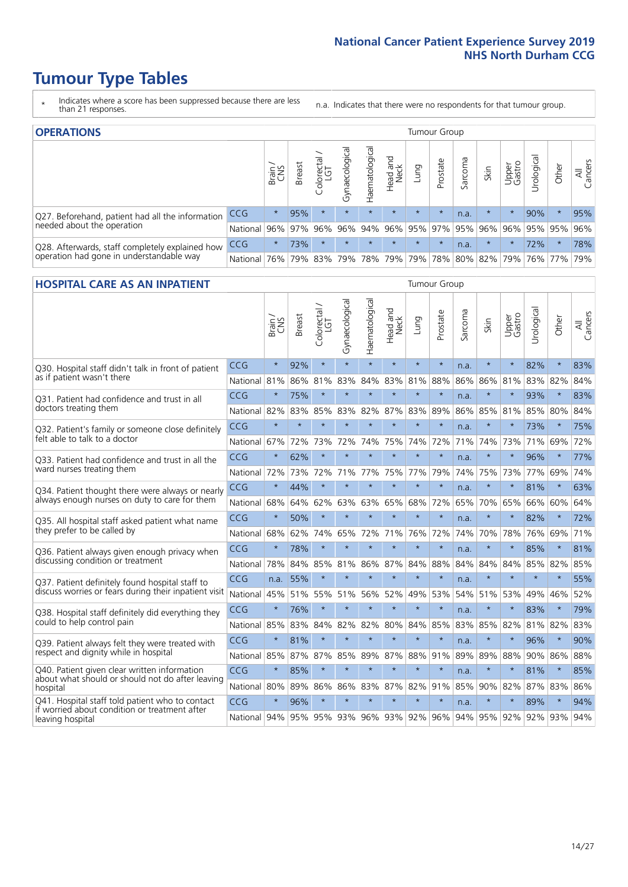# Tumour Type Tables

\* Indicates where a score has been suppressed because there are less than 21 responses.

n.a. Indicates that there were no respondents for that tumour group.

## OPERATIONS

| | | Brain / CNS | Breast | Colorectal / LGT | Gynaecological | Haematological | Head and Neck | Lung | Prostate | Sarcoma | Skin | Upper Gastro | Urological | Other | All Cancers |
|---|---|---|---|---|---|---|---|---|---|---|---|---|---|---|---|
| Q27. Beforehand, patient had all the information needed about the operation | CCG | * | 95% | * | * | * | * | * | * | n.a. | * | * | 90% | * | 95% |
| | National | 96% | 97% | 96% | 96% | 94% | 96% | 95% | 97% | 95% | 96% | 96% | 95% | 95% | 96% |
| Q28. Afterwards, staff completely explained how operation had gone in understandable way | CCG | * | 73% | * | * | * | * | * | * | n.a. | * | * | 72% | * | 78% |
| | National | 76% | 79% | 83% | 79% | 78% | 79% | 79% | 78% | 80% | 82% | 79% | 76% | 77% | 79% |

## HOSPITAL CARE AS AN INPATIENT

| | | Brain / CNS | Breast | Colorectal / LGT | Gynaecological | Haematological | Head and Neck | Lung | Prostate | Sarcoma | Skin | Upper Gastro | Urological | Other | All Cancers |
|---|---|---|---|---|---|---|---|---|---|---|---|---|---|---|---|
| Q30. Hospital staff didn't talk in front of patient as if patient wasn't there | CCG | * | 92% | * | * | * | * | * | * | n.a. | * | * | 82% | * | 83% |
| | National | 81% | 86% | 81% | 83% | 84% | 83% | 81% | 88% | 86% | 86% | 81% | 83% | 82% | 84% |
| Q31. Patient had confidence and trust in all doctors treating them | CCG | * | 75% | * | * | * | * | * | * | n.a. | * | * | 93% | * | 83% |
| | National | 82% | 83% | 85% | 83% | 82% | 87% | 83% | 89% | 86% | 85% | 81% | 85% | 80% | 84% |
| Q32. Patient's family or someone close definitely felt able to talk to a doctor | CCG | * | * | * | * | * | * | * | * | n.a. | * | * | 73% | * | 75% |
| | National | 67% | 72% | 73% | 72% | 74% | 75% | 74% | 72% | 71% | 74% | 73% | 71% | 69% | 72% |
| Q33. Patient had confidence and trust in all the ward nurses treating them | CCG | * | 62% | * | * | * | * | * | * | n.a. | * | * | 96% | * | 77% |
| | National | 72% | 73% | 72% | 71% | 77% | 75% | 77% | 79% | 74% | 75% | 73% | 77% | 69% | 74% |
| Q34. Patient thought there were always or nearly always enough nurses on duty to care for them | CCG | * | 44% | * | * | * | * | * | * | n.a. | * | * | 81% | * | 63% |
| | National | 68% | 64% | 62% | 63% | 63% | 65% | 68% | 72% | 65% | 70% | 65% | 66% | 60% | 64% |
| Q35. All hospital staff asked patient what name they prefer to be called by | CCG | * | 50% | * | * | * | * | * | * | n.a. | * | * | 82% | * | 72% |
| | National | 68% | 62% | 74% | 65% | 72% | 71% | 76% | 72% | 74% | 70% | 78% | 76% | 69% | 71% |
| Q36. Patient always given enough privacy when discussing condition or treatment | CCG | * | 78% | * | * | * | * | * | * | n.a. | * | * | 85% | * | 81% |
| | National | 78% | 84% | 85% | 81% | 86% | 87% | 84% | 88% | 84% | 84% | 84% | 85% | 82% | 85% |
| Q37. Patient definitely found hospital staff to discuss worries or fears during their inpatient visit | CCG | n.a. | 55% | * | * | * | * | * | * | n.a. | * | * | * | * | 55% |
| | National | 45% | 51% | 55% | 51% | 56% | 52% | 49% | 53% | 54% | 51% | 53% | 49% | 46% | 52% |
| Q38. Hospital staff definitely did everything they could to help control pain | CCG | * | 76% | * | * | * | * | * | * | n.a. | * | * | 83% | * | 79% |
| | National | 85% | 83% | 84% | 82% | 82% | 80% | 84% | 85% | 83% | 85% | 82% | 81% | 82% | 83% |
| Q39. Patient always felt they were treated with respect and dignity while in hospital | CCG | * | 81% | * | * | * | * | * | * | n.a. | * | * | 96% | * | 90% |
| | National | 85% | 87% | 87% | 85% | 89% | 87% | 88% | 91% | 89% | 89% | 88% | 90% | 86% | 88% |
| Q40. Patient given clear written information about what should or should not do after leaving hospital | CCG | * | 85% | * | * | * | * | * | * | n.a. | * | * | 81% | * | 85% |
| | National | 80% | 89% | 86% | 86% | 83% | 87% | 82% | 91% | 85% | 90% | 82% | 87% | 83% | 86% |
| Q41. Hospital staff told patient who to contact if worried about condition or treatment after leaving hospital | CCG | * | 96% | * | * | * | * | * | * | n.a. | * | * | 89% | * | 94% |
| | National | 94% | 95% | 95% | 93% | 96% | 93% | 92% | 96% | 94% | 95% | 92% | 92% | 93% | 94% |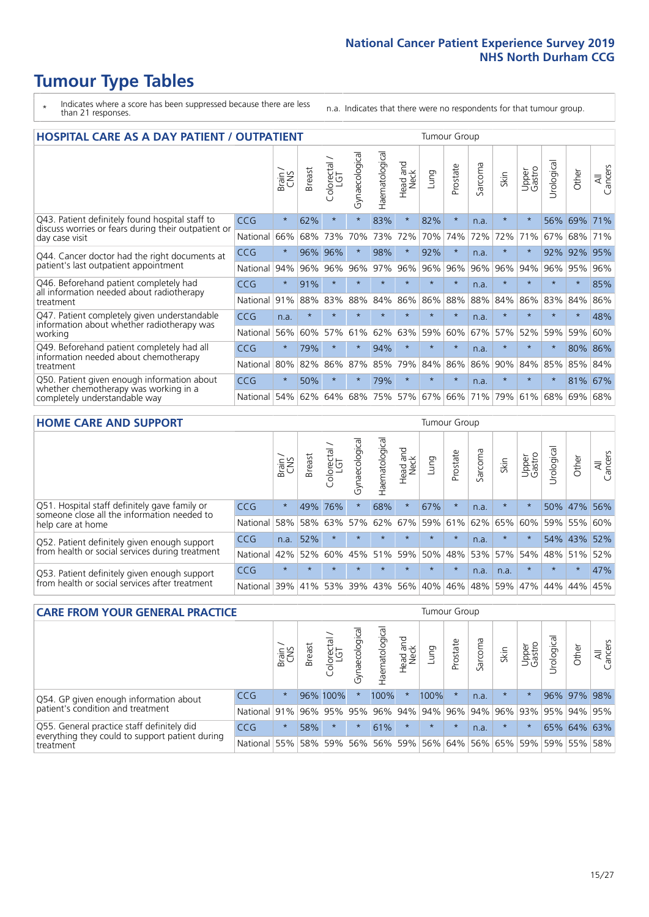# Tumour Type Tables

\* Indicates where a score has been suppressed because there are less than 21 responses.

n.a. Indicates that there were no respondents for that tumour group.

## HOSPITAL CARE AS A DAY PATIENT / OUTPATIENT

| | | Brain / CNS | Breast | Colorectal / LGT | Gynaecological | Haematological | Head and Neck | Lung | Prostate | Sarcoma | Skin | Upper Gastro | Urological | Other | All Cancers |
|---|---|---|---|---|---|---|---|---|---|---|---|---|---|---|---|
| Q43. Patient definitely found hospital staff to discuss worries or fears during their outpatient or day case visit | CCG | * | 62% | * | * | 83% | * | 82% | * | n.a. | * | * | 56% | 69% | 71% |
| | National | 66% | 68% | 73% | 70% | 73% | 72% | 70% | 74% | 72% | 72% | 71% | 67% | 68% | 71% |
| Q44. Cancer doctor had the right documents at patient's last outpatient appointment | CCG | * | 96% | 96% | * | 98% | * | 92% | * | n.a. | * | * | 92% | 92% | 95% |
| | National | 94% | 96% | 96% | 96% | 97% | 96% | 96% | 96% | 96% | 96% | 94% | 96% | 95% | 96% |
| Q46. Beforehand patient completely had all information needed about radiotherapy treatment | CCG | * | 91% | * | * | * | * | * | * | n.a. | * | * | * | * | 85% |
| | National | 91% | 88% | 83% | 88% | 84% | 86% | 86% | 88% | 88% | 84% | 86% | 83% | 84% | 86% |
| Q47. Patient completely given understandable information about whether radiotherapy was working | CCG | n.a. | * | * | * | * | * | * | * | n.a. | * | * | * | * | 48% |
| | National | 56% | 60% | 57% | 61% | 62% | 63% | 59% | 60% | 67% | 57% | 52% | 59% | 59% | 60% |
| Q49. Beforehand patient completely had all information needed about chemotherapy treatment | CCG | * | 79% | * | * | 94% | * | * | * | n.a. | * | * | * | 80% | 86% |
| | National | 80% | 82% | 86% | 87% | 85% | 79% | 84% | 86% | 86% | 90% | 84% | 85% | 85% | 84% |
| Q50. Patient given enough information about whether chemotherapy was working in a completely understandable way | CCG | * | 50% | * | * | 79% | * | * | * | n.a. | * | * | * | 81% | 67% |
| | National | 54% | 62% | 64% | 68% | 75% | 57% | 67% | 66% | 71% | 79% | 61% | 68% | 69% | 68% |

## HOME CARE AND SUPPORT

| | | Brain / CNS | Breast | Colorectal / LGT | Gynaecological | Haematological | Head and Neck | Lung | Prostate | Sarcoma | Skin | Upper Gastro | Urological | Other | All Cancers |
|---|---|---|---|---|---|---|---|---|---|---|---|---|---|---|---|
| Q51. Hospital staff definitely gave family or someone close all the information needed to help care at home | CCG | * | 49% | 76% | * | 68% | * | 67% | * | n.a. | * | * | 50% | 47% | 56% |
| | National | 58% | 58% | 63% | 57% | 62% | 67% | 59% | 61% | 62% | 65% | 60% | 59% | 55% | 60% |
| Q52. Patient definitely given enough support from health or social services during treatment | CCG | n.a. | 52% | * | * | * | * | * | * | n.a. | * | * | 54% | 43% | 52% |
| | National | 42% | 52% | 60% | 45% | 51% | 59% | 50% | 48% | 53% | 57% | 54% | 48% | 51% | 52% |
| Q53. Patient definitely given enough support from health or social services after treatment | CCG | * | * | * | * | * | * | * | * | n.a. | n.a. | * | * | * | 47% |
| | National | 39% | 41% | 53% | 39% | 43% | 56% | 40% | 46% | 48% | 59% | 47% | 44% | 44% | 45% |

## CARE FROM YOUR GENERAL PRACTICE

| | | Brain / CNS | Breast | Colorectal / LGT | Gynaecological | Haematological | Head and Neck | Lung | Prostate | Sarcoma | Skin | Upper Gastro | Urological | Other | All Cancers |
|---|---|---|---|---|---|---|---|---|---|---|---|---|---|---|---|
| Q54. GP given enough information about patient's condition and treatment | CCG | * | 96% | 100% | * | 100% | * | 100% | * | n.a. | * | * | 96% | 97% | 98% |
| | National | 91% | 96% | 95% | 95% | 96% | 94% | 94% | 96% | 94% | 96% | 93% | 95% | 94% | 95% |
| Q55. General practice staff definitely did everything they could to support patient during treatment | CCG | * | 58% | * | * | 61% | * | * | * | n.a. | * | * | 65% | 64% | 63% |
| | National | 55% | 58% | 59% | 56% | 56% | 59% | 56% | 64% | 56% | 65% | 59% | 59% | 55% | 58% |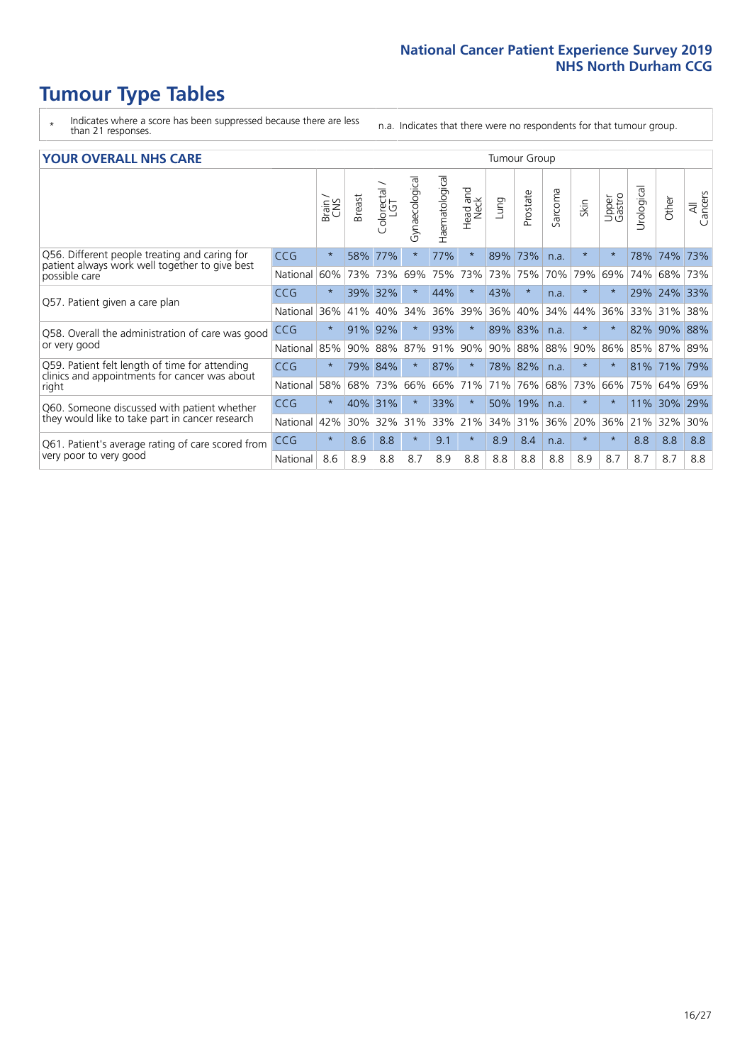# Tumour Type Tables

- \* Indicates where a score has been suppressed because there are less than 21 responses.
- n.a. Indicates that there were no respondents for that tumour group.

## YOUR OVERALL NHS CARE

| | | Brain / CNS | Breast | Colorectal / LGT | Gynaecological | Haematological | Head and Neck | Lung | Prostate | Sarcoma | Skin | Upper Gastro | Urological | Other | All Cancers |
|---|---|---|---|---|---|---|---|---|---|---|---|---|---|---|---|
| Q56. Different people treating and caring for patient always work well together to give best possible care | CCG | * | 58% | 77% | * | 77% | * | 89% | 73% | n.a. | * | * | 78% | 74% | 73% |
| | National | 60% | 73% | 73% | 69% | 75% | 73% | 73% | 75% | 70% | 79% | 69% | 74% | 68% | 73% |
| Q57. Patient given a care plan | CCG | * | 39% | 32% | * | 44% | * | 43% | * | n.a. | * | * | 29% | 24% | 33% |
| | National | 36% | 41% | 40% | 34% | 36% | 39% | 36% | 40% | 34% | 44% | 36% | 33% | 31% | 38% |
| Q58. Overall the administration of care was good or very good | CCG | * | 91% | 92% | * | 93% | * | 89% | 83% | n.a. | * | * | 82% | 90% | 88% |
| | National | 85% | 90% | 88% | 87% | 91% | 90% | 90% | 88% | 88% | 90% | 86% | 85% | 87% | 89% |
| Q59. Patient felt length of time for attending clinics and appointments for cancer was about right | CCG | * | 79% | 84% | * | 87% | * | 78% | 82% | n.a. | * | * | 81% | 71% | 79% |
| | National | 58% | 68% | 73% | 66% | 66% | 71% | 71% | 76% | 68% | 73% | 66% | 75% | 64% | 69% |
| Q60. Someone discussed with patient whether they would like to take part in cancer research | CCG | * | 40% | 31% | * | 33% | * | 50% | 19% | n.a. | * | * | 11% | 30% | 29% |
| | National | 42% | 30% | 32% | 31% | 33% | 21% | 34% | 31% | 36% | 20% | 36% | 21% | 32% | 30% |
| Q61. Patient's average rating of care scored from very poor to very good | CCG | * | 8.6 | 8.8 | * | 9.1 | * | 8.9 | 8.4 | n.a. | * | * | 8.8 | 8.8 | 8.8 |
| | National | 8.6 | 8.9 | 8.8 | 8.7 | 8.9 | 8.8 | 8.8 | 8.8 | 8.8 | 8.9 | 8.7 | 8.7 | 8.7 | 8.8 |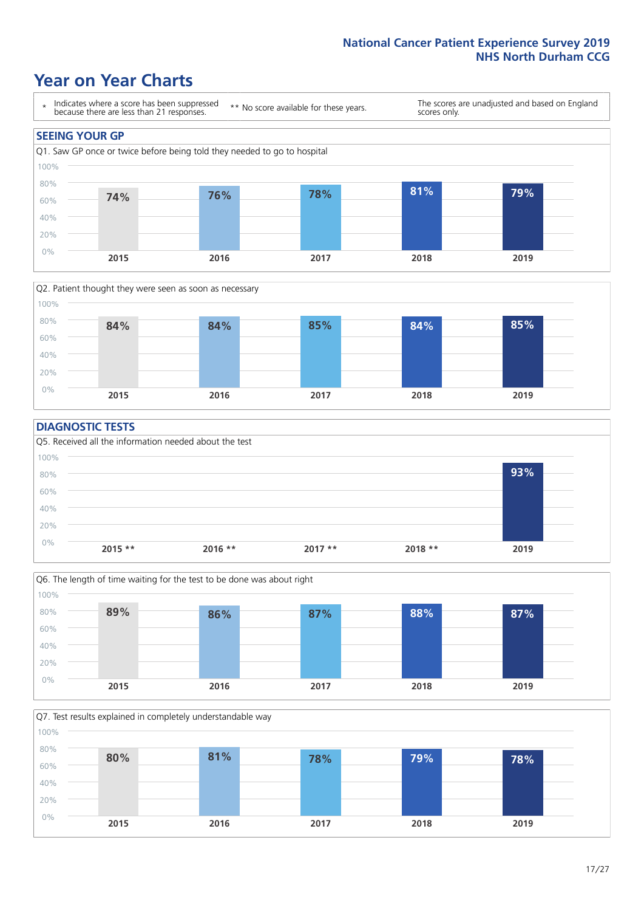# Year on Year Charts

| * Indicates where a score has been suppressed because there are less than 21 responses. | ** No score available for these years. | The scores are unadjusted and based on England scores only. |
|---|---|---|

## SEEING YOUR GP

Q1. Saw GP once or twice before being told they needed to go to hospital

| 2015 | 2016 | 2017 | 2018 | 2019 |
|---|---|---|---|---|
| 74% | 76% | 78% | 81% | 79% |

Q2. Patient thought they were seen as soon as necessary

| 2015 | 2016 | 2017 | 2018 | 2019 |
|---|---|---|---|---|
| 84% | 84% | 85% | 84% | 85% |

## DIAGNOSTIC TESTS

Q5. Received all the information needed about the test

| 2015 ** | 2016 ** | 2017 ** | 2018 ** | 2019 |
|---|---|---|---|---|
| | | | | 93% |

Q6. The length of time waiting for the test to be done was about right

| 2015 | 2016 | 2017 | 2018 | 2019 |
|---|---|---|---|---|
| 89% | 86% | 87% | 88% | 87% |

Q7. Test results explained in completely understandable way

| 2015 | 2016 | 2017 | 2018 | 2019 |
|---|---|---|---|---|
| 80% | 81% | 78% | 79% | 78% |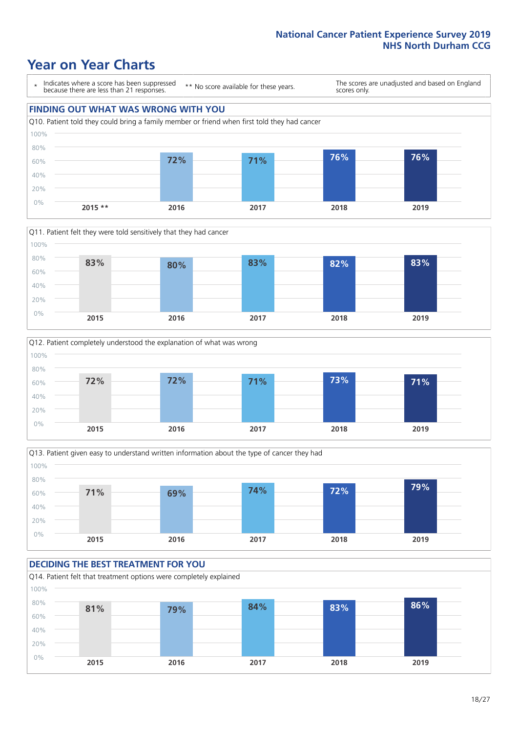# Year on Year Charts

\* Indicates where a score has been suppressed because there are less than 21 responses.

** No score available for these years.

The scores are unadjusted and based on England scores only.

## FINDING OUT WHAT WAS WRONG WITH YOU

Q10. Patient told they could bring a family member or friend when first told they had cancer

| 2015 ** | 2016 | 2017 | 2018 | 2019 |
|---|---|---|---|---|
| | 72% | 71% | 76% | 76% |

Q11. Patient felt they were told sensitively that they had cancer

| 2015 | 2016 | 2017 | 2018 | 2019 |
|---|---|---|---|---|
| 83% | 80% | 83% | 82% | 83% |

Q12. Patient completely understood the explanation of what was wrong

| 2015 | 2016 | 2017 | 2018 | 2019 |
|---|---|---|---|---|
| 72% | 72% | 71% | 73% | 71% |

Q13. Patient given easy to understand written information about the type of cancer they had

| 2015 | 2016 | 2017 | 2018 | 2019 |
|---|---|---|---|---|
| 71% | 69% | 74% | 72% | 79% |

## DECIDING THE BEST TREATMENT FOR YOU

Q14. Patient felt that treatment options were completely explained

| 2015 | 2016 | 2017 | 2018 | 2019 |
|---|---|---|---|---|
| 81% | 79% | 84% | 83% | 86% |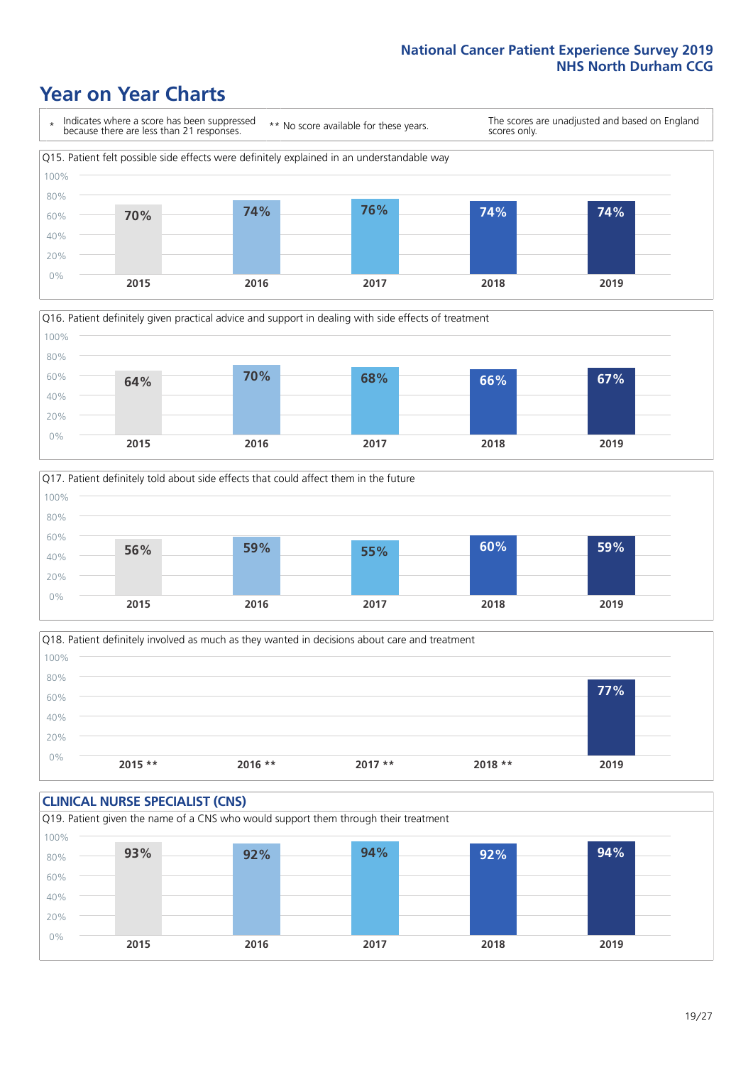## Year on Year Charts

| * Indicates where a score has been suppressed because there are less than 21 responses. | ** No score available for these years. | The scores are unadjusted and based on England scores only. |
|---|---|---|

Q15. Patient felt possible side effects were definitely explained in an understandable way

| 2015 | 2016 | 2017 | 2018 | 2019 |
|---|---|---|---|---|
| 70% | 74% | 76% | 74% | 74% |

Q16. Patient definitely given practical advice and support in dealing with side effects of treatment

| 2015 | 2016 | 2017 | 2018 | 2019 |
|---|---|---|---|---|
| 64% | 70% | 68% | 66% | 67% |

Q17. Patient definitely told about side effects that could affect them in the future

| 2015 | 2016 | 2017 | 2018 | 2019 |
|---|---|---|---|---|
| 56% | 59% | 55% | 60% | 59% |

Q18. Patient definitely involved as much as they wanted in decisions about care and treatment

| 2015 ** | 2016 ** | 2017 ** | 2018 ** | 2019 |
|---|---|---|---|---|
| | | | | 77% |

### CLINICAL NURSE SPECIALIST (CNS)

Q19. Patient given the name of a CNS who would support them through their treatment

| 2015 | 2016 | 2017 | 2018 | 2019 |
|---|---|---|---|---|
| 93% | 92% | 94% | 92% | 94% |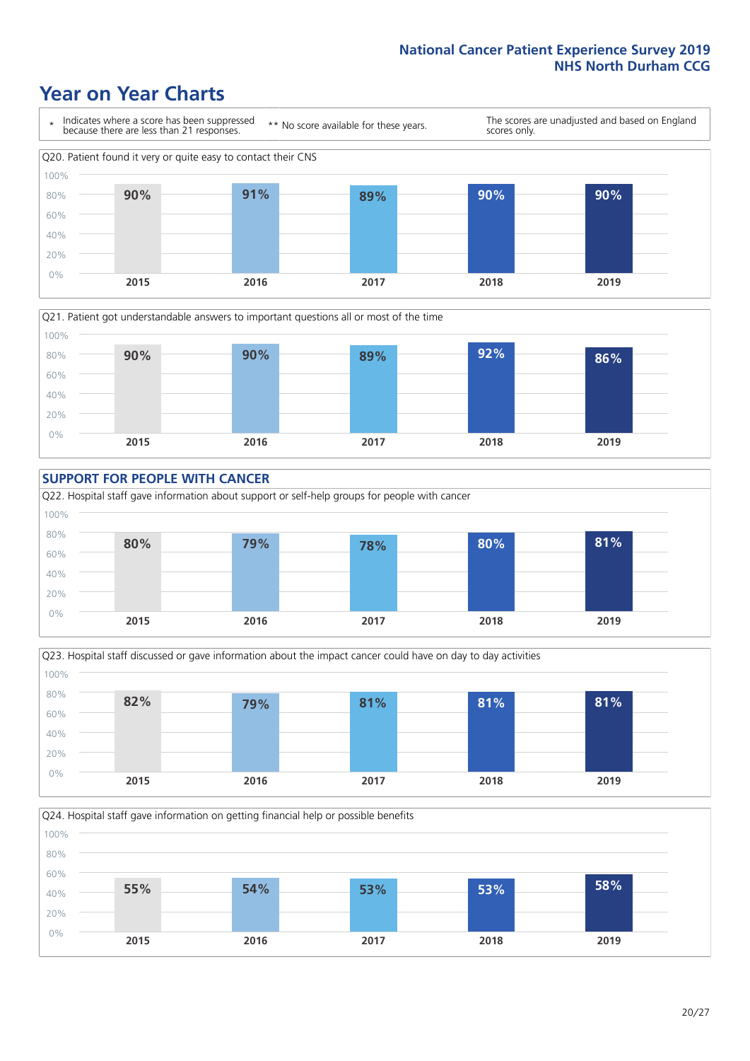## Year on Year Charts

\* Indicates where a score has been suppressed because there are less than 21 responses.

\*\* No score available for these years.

The scores are unadjusted and based on England scores only.

Q20. Patient found it very or quite easy to contact their CNS

| 2015 | 2016 | 2017 | 2018 | 2019 |
|---|---|---|---|---|
| 90% | 91% | 89% | 90% | 90% |

Q21. Patient got understandable answers to important questions all or most of the time

| 2015 | 2016 | 2017 | 2018 | 2019 |
|---|---|---|---|---|
| 90% | 90% | 89% | 92% | 86% |

### SUPPORT FOR PEOPLE WITH CANCER

Q22. Hospital staff gave information about support or self-help groups for people with cancer

| 2015 | 2016 | 2017 | 2018 | 2019 |
|---|---|---|---|---|
| 80% | 79% | 78% | 80% | 81% |

Q23. Hospital staff discussed or gave information about the impact cancer could have on day to day activities

| 2015 | 2016 | 2017 | 2018 | 2019 |
|---|---|---|---|---|
| 82% | 79% | 81% | 81% | 81% |

Q24. Hospital staff gave information on getting financial help or possible benefits

| 2015 | 2016 | 2017 | 2018 | 2019 |
|---|---|---|---|---|
| 55% | 54% | 53% | 53% | 58% |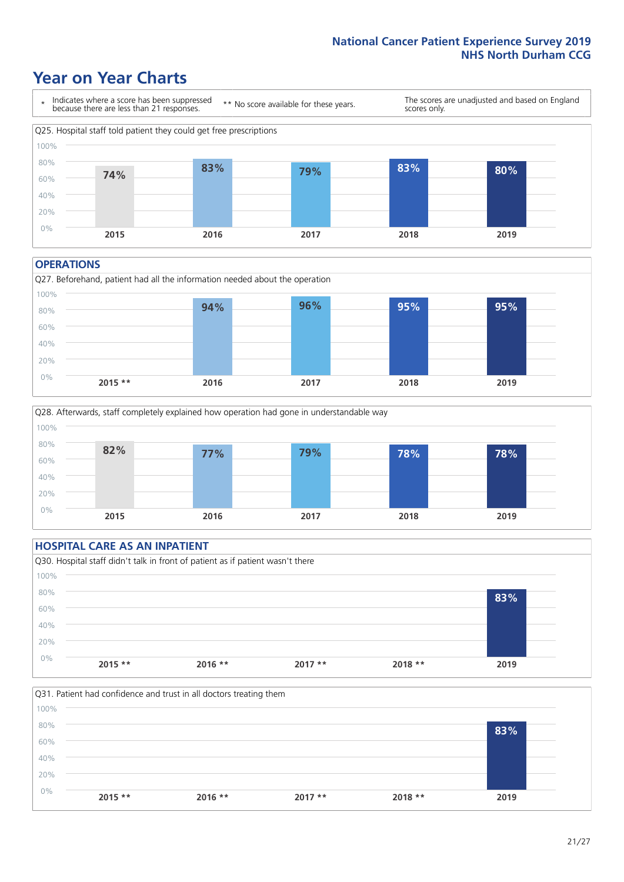## Year on Year Charts

\* Indicates where a score has been suppressed because there are less than 21 responses.

** No score available for these years.

The scores are unadjusted and based on England scores only.

Q25. Hospital staff told patient they could get free prescriptions

| 2015 | 2016 | 2017 | 2018 | 2019 |
|---|---|---|---|---|
| 74% | 83% | 79% | 83% | 80% |

### OPERATIONS

Q27. Beforehand, patient had all the information needed about the operation

| 2015 ** | 2016 | 2017 | 2018 | 2019 |
|---|---|---|---|---|
| | 94% | 96% | 95% | 95% |

Q28. Afterwards, staff completely explained how operation had gone in understandable way

| 2015 | 2016 | 2017 | 2018 | 2019 |
|---|---|---|---|---|
| 82% | 77% | 79% | 78% | 78% |

### HOSPITAL CARE AS AN INPATIENT

Q30. Hospital staff didn't talk in front of patient as if patient wasn't there

| 2015 ** | 2016 ** | 2017 ** | 2018 ** | 2019 |
|---|---|---|---|---|
| | | | | 83% |

Q31. Patient had confidence and trust in all doctors treating them

| 2015 ** | 2016 ** | 2017 ** | 2018 ** | 2019 |
|---|---|---|---|---|
| | | | | 83% |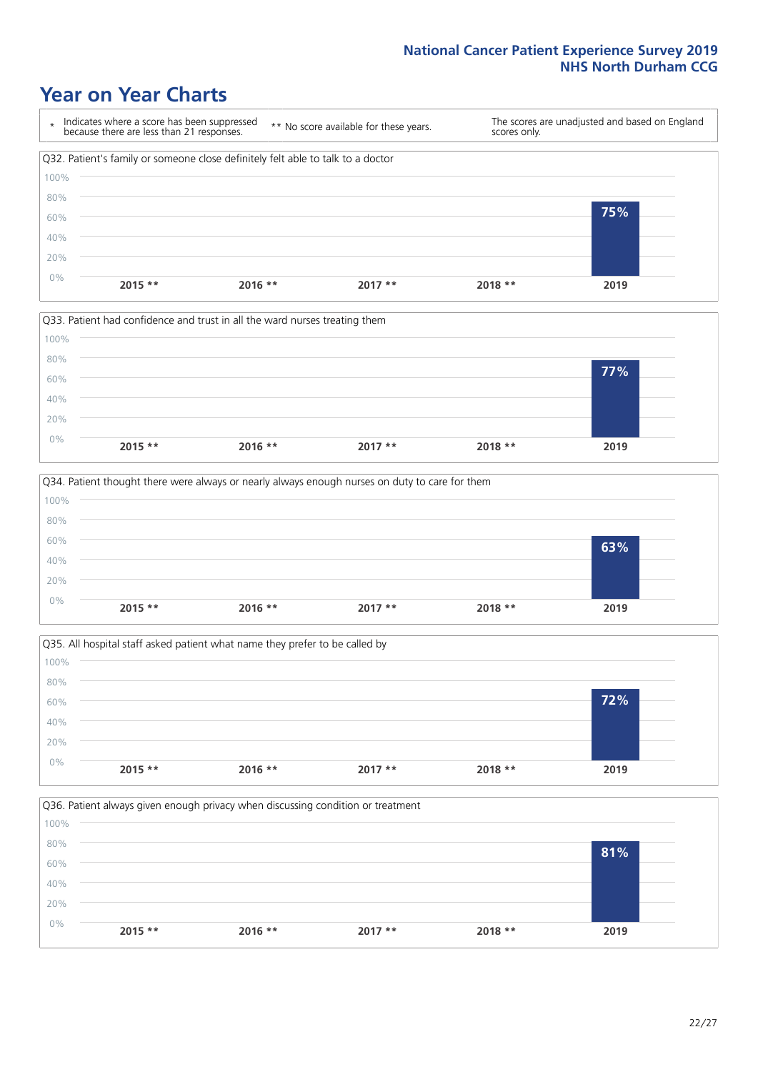# Year on Year Charts

| * Indicates where a score has been suppressed because there are less than 21 responses. | ** No score available for these years. | The scores are unadjusted and based on England scores only. |
|---|---|---|

Q32. Patient's family or someone close definitely felt able to talk to a doctor

| 2015 ** | 2016 ** | 2017 ** | 2018 ** | 2019 |
|---|---|---|---|---|
| | | | | 75% |

Q33. Patient had confidence and trust in all the ward nurses treating them

| 2015 ** | 2016 ** | 2017 ** | 2018 ** | 2019 |
|---|---|---|---|---|
| | | | | 77% |

Q34. Patient thought there were always or nearly always enough nurses on duty to care for them

| 2015 ** | 2016 ** | 2017 ** | 2018 ** | 2019 |
|---|---|---|---|---|
| | | | | 63% |

Q35. All hospital staff asked patient what name they prefer to be called by

| 2015 ** | 2016 ** | 2017 ** | 2018 ** | 2019 |
|---|---|---|---|---|
| | | | | 72% |

Q36. Patient always given enough privacy when discussing condition or treatment

| 2015 ** | 2016 ** | 2017 ** | 2018 ** | 2019 |
|---|---|---|---|---|
| | | | | 81% |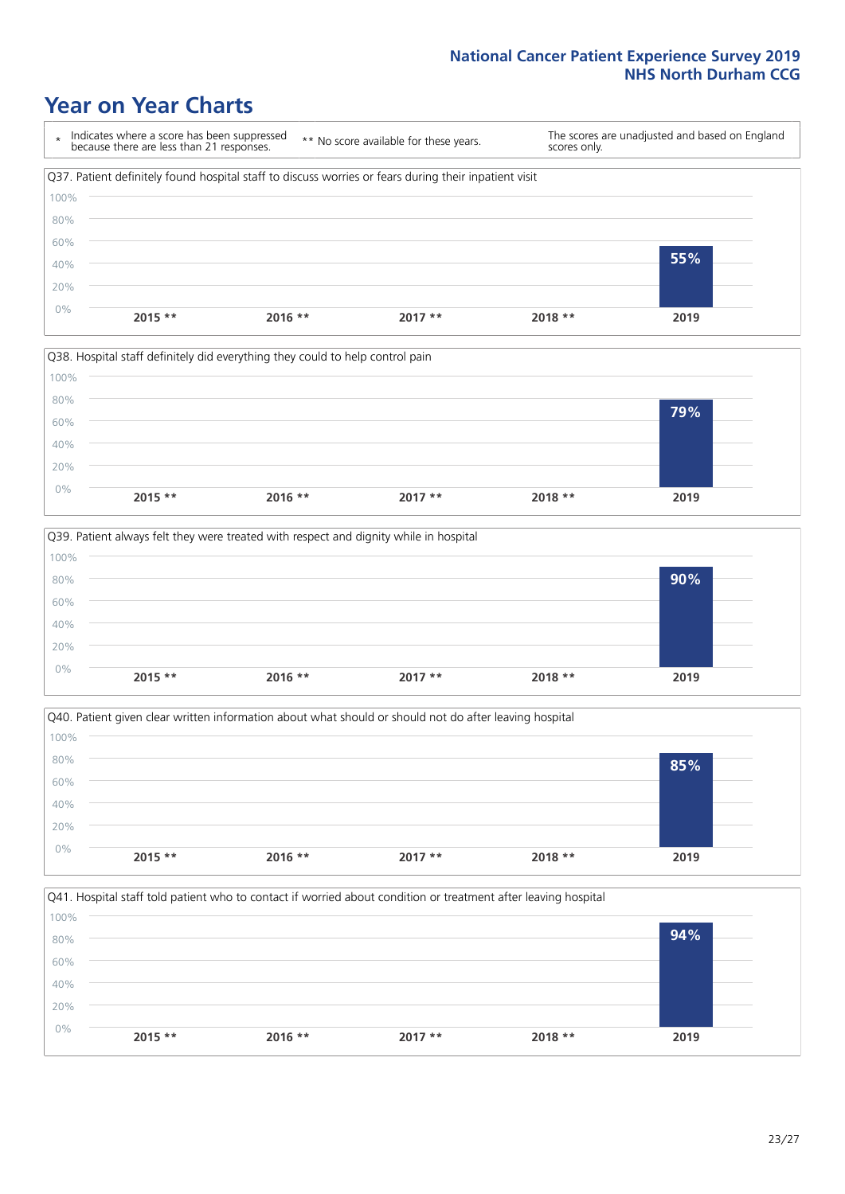# Year on Year Charts

| * Indicates where a score has been suppressed because there are less than 21 responses. | ** No score available for these years. | The scores are unadjusted and based on England scores only. |
| --- | --- | --- |

Q37. Patient definitely found hospital staff to discuss worries or fears during their inpatient visit

| 2015 ** | 2016 ** | 2017 ** | 2018 ** | 2019 |
| --- | --- | --- | --- | --- |
| | | | | 55% |

Q38. Hospital staff definitely did everything they could to help control pain

| 2015 ** | 2016 ** | 2017 ** | 2018 ** | 2019 |
| --- | --- | --- | --- | --- |
| | | | | 79% |

Q39. Patient always felt they were treated with respect and dignity while in hospital

| 2015 ** | 2016 ** | 2017 ** | 2018 ** | 2019 |
| --- | --- | --- | --- | --- |
| | | | | 90% |

Q40. Patient given clear written information about what should or should not do after leaving hospital

| 2015 ** | 2016 ** | 2017 ** | 2018 ** | 2019 |
| --- | --- | --- | --- | --- |
| | | | | 85% |

Q41. Hospital staff told patient who to contact if worried about condition or treatment after leaving hospital

| 2015 ** | 2016 ** | 2017 ** | 2018 ** | 2019 |
| --- | --- | --- | --- | --- |
| | | | | 94% |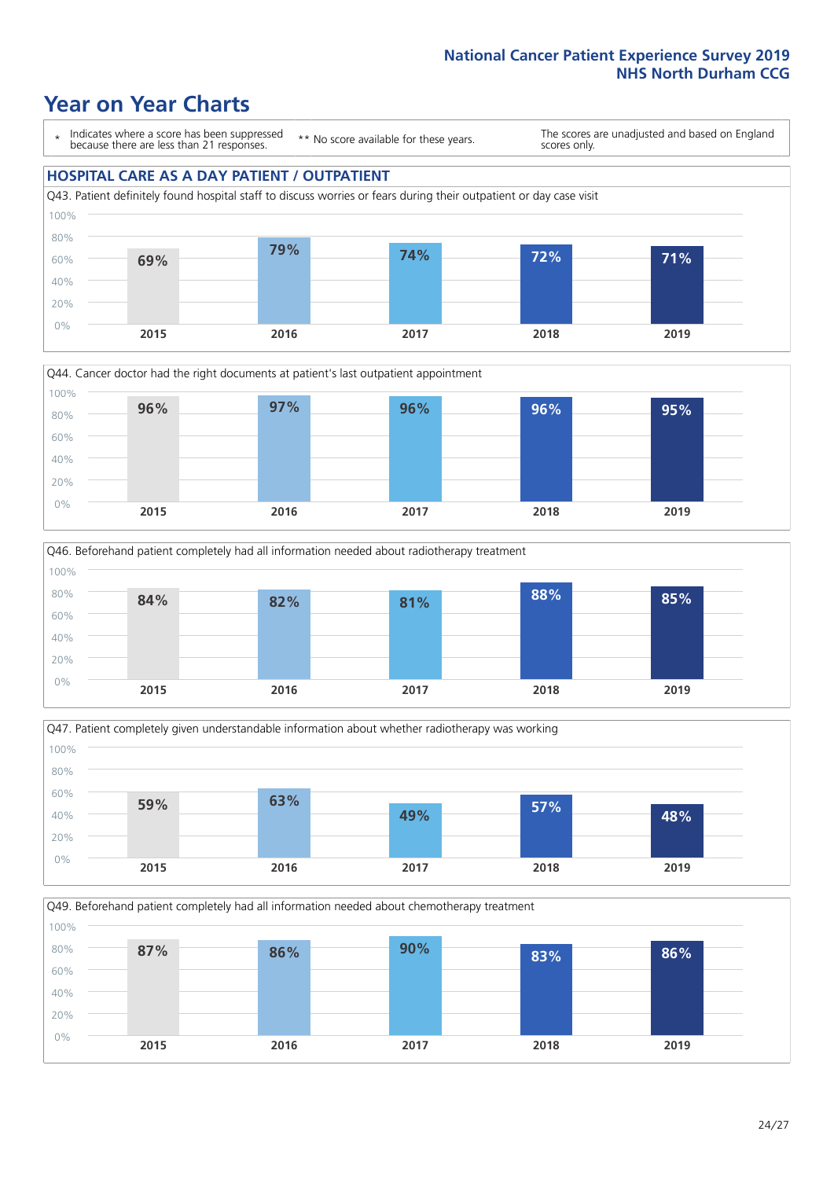# Year on Year Charts

\* Indicates where a score has been suppressed because there are less than 21 responses.

\*\* No score available for these years.

The scores are unadjusted and based on England scores only.

## HOSPITAL CARE AS A DAY PATIENT / OUTPATIENT

Q43. Patient definitely found hospital staff to discuss worries or fears during their outpatient or day case visit

| 2015 | 2016 | 2017 | 2018 | 2019 |
|---|---|---|---|---|
| 69% | 79% | 74% | 72% | 71% |

Q44. Cancer doctor had the right documents at patient's last outpatient appointment

| 2015 | 2016 | 2017 | 2018 | 2019 |
|---|---|---|---|---|
| 96% | 97% | 96% | 96% | 95% |

Q46. Beforehand patient completely had all information needed about radiotherapy treatment

| 2015 | 2016 | 2017 | 2018 | 2019 |
|---|---|---|---|---|
| 84% | 82% | 81% | 88% | 85% |

Q47. Patient completely given understandable information about whether radiotherapy was working

| 2015 | 2016 | 2017 | 2018 | 2019 |
|---|---|---|---|---|
| 59% | 63% | 49% | 57% | 48% |

Q49. Beforehand patient completely had all information needed about chemotherapy treatment

| 2015 | 2016 | 2017 | 2018 | 2019 |
|---|---|---|---|---|
| 87% | 86% | 90% | 83% | 86% |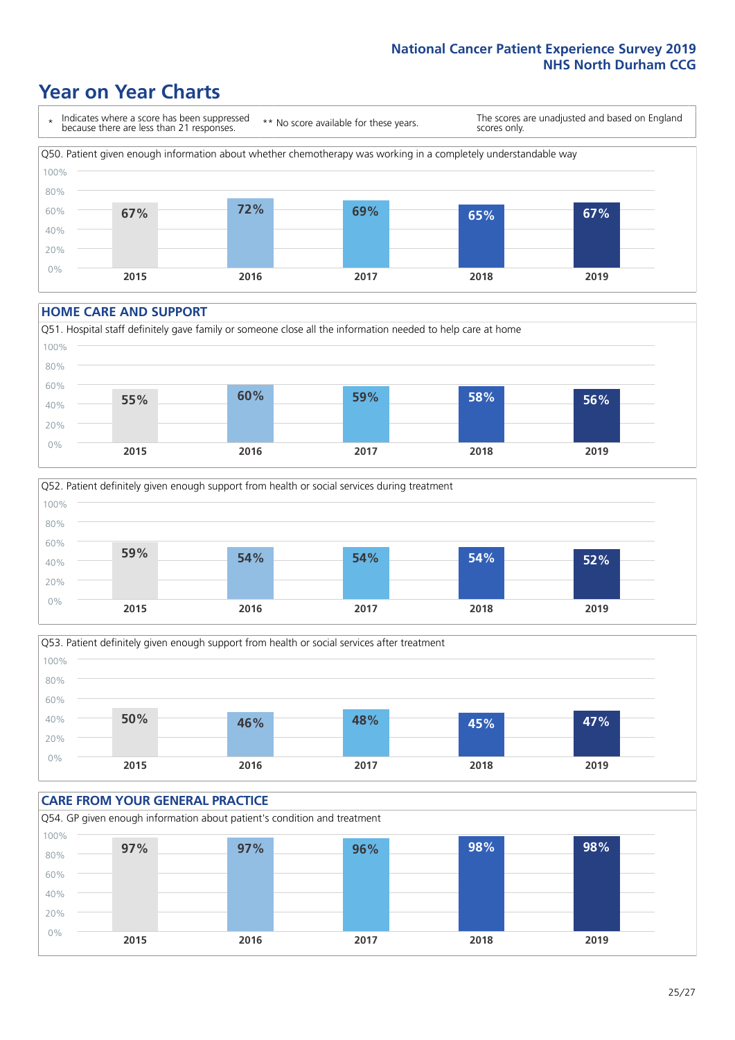# Year on Year Charts

\* Indicates where a score has been suppressed because there are less than 21 responses.

\*\* No score available for these years.

The scores are unadjusted and based on England scores only.

Q50. Patient given enough information about whether chemotherapy was working in a completely understandable way

| 2015 | 2016 | 2017 | 2018 | 2019 |
|---|---|---|---|---|
| 67% | 72% | 69% | 65% | 67% |

## HOME CARE AND SUPPORT

Q51. Hospital staff definitely gave family or someone close all the information needed to help care at home

| 2015 | 2016 | 2017 | 2018 | 2019 |
|---|---|---|---|---|
| 55% | 60% | 59% | 58% | 56% |

Q52. Patient definitely given enough support from health or social services during treatment

| 2015 | 2016 | 2017 | 2018 | 2019 |
|---|---|---|---|---|
| 59% | 54% | 54% | 54% | 52% |

Q53. Patient definitely given enough support from health or social services after treatment

| 2015 | 2016 | 2017 | 2018 | 2019 |
|---|---|---|---|---|
| 50% | 46% | 48% | 45% | 47% |

## CARE FROM YOUR GENERAL PRACTICE

Q54. GP given enough information about patient's condition and treatment

| 2015 | 2016 | 2017 | 2018 | 2019 |
|---|---|---|---|---|
| 97% | 97% | 96% | 98% | 98% |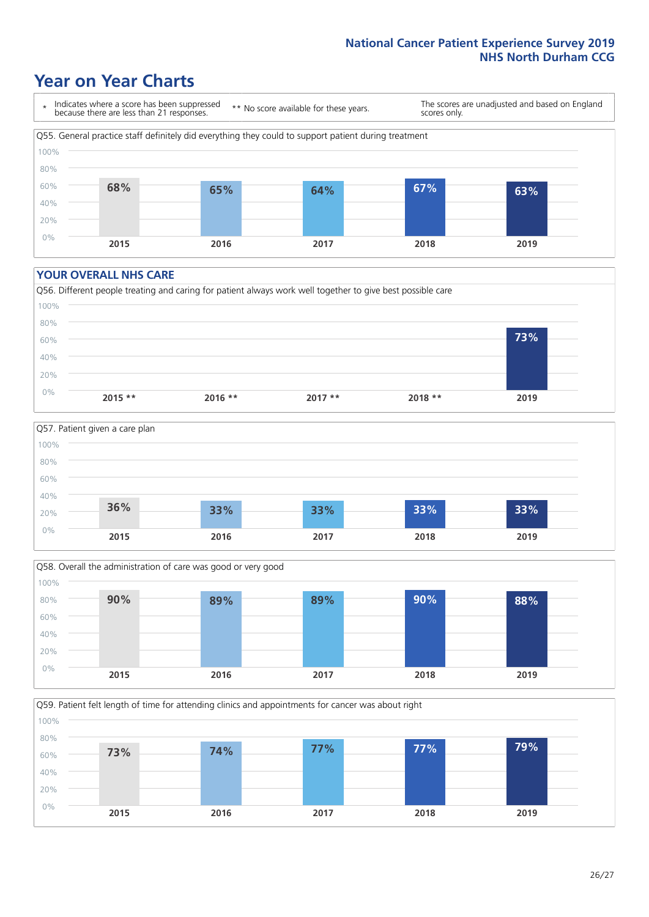# Year on Year Charts

\* Indicates where a score has been suppressed because there are less than 21 responses. ** No score available for these years. The scores are unadjusted and based on England scores only.

Q55. General practice staff definitely did everything they could to support patient during treatment

| 2015 | 2016 | 2017 | 2018 | 2019 |
|---|---|---|---|---|
| 68% | 65% | 64% | 67% | 63% |

## YOUR OVERALL NHS CARE

Q56. Different people treating and caring for patient always work well together to give best possible care

| 2015 ** | 2016 ** | 2017 ** | 2018 ** | 2019 |
|---|---|---|---|---|
| | | | | 73% |

Q57. Patient given a care plan

| 2015 | 2016 | 2017 | 2018 | 2019 |
|---|---|---|---|---|
| 36% | 33% | 33% | 33% | 33% |

Q58. Overall the administration of care was good or very good

| 2015 | 2016 | 2017 | 2018 | 2019 |
|---|---|---|---|---|
| 90% | 89% | 89% | 90% | 88% |

Q59. Patient felt length of time for attending clinics and appointments for cancer was about right

| 2015 | 2016 | 2017 | 2018 | 2019 |
|---|---|---|---|---|
| 73% | 74% | 77% | 77% | 79% |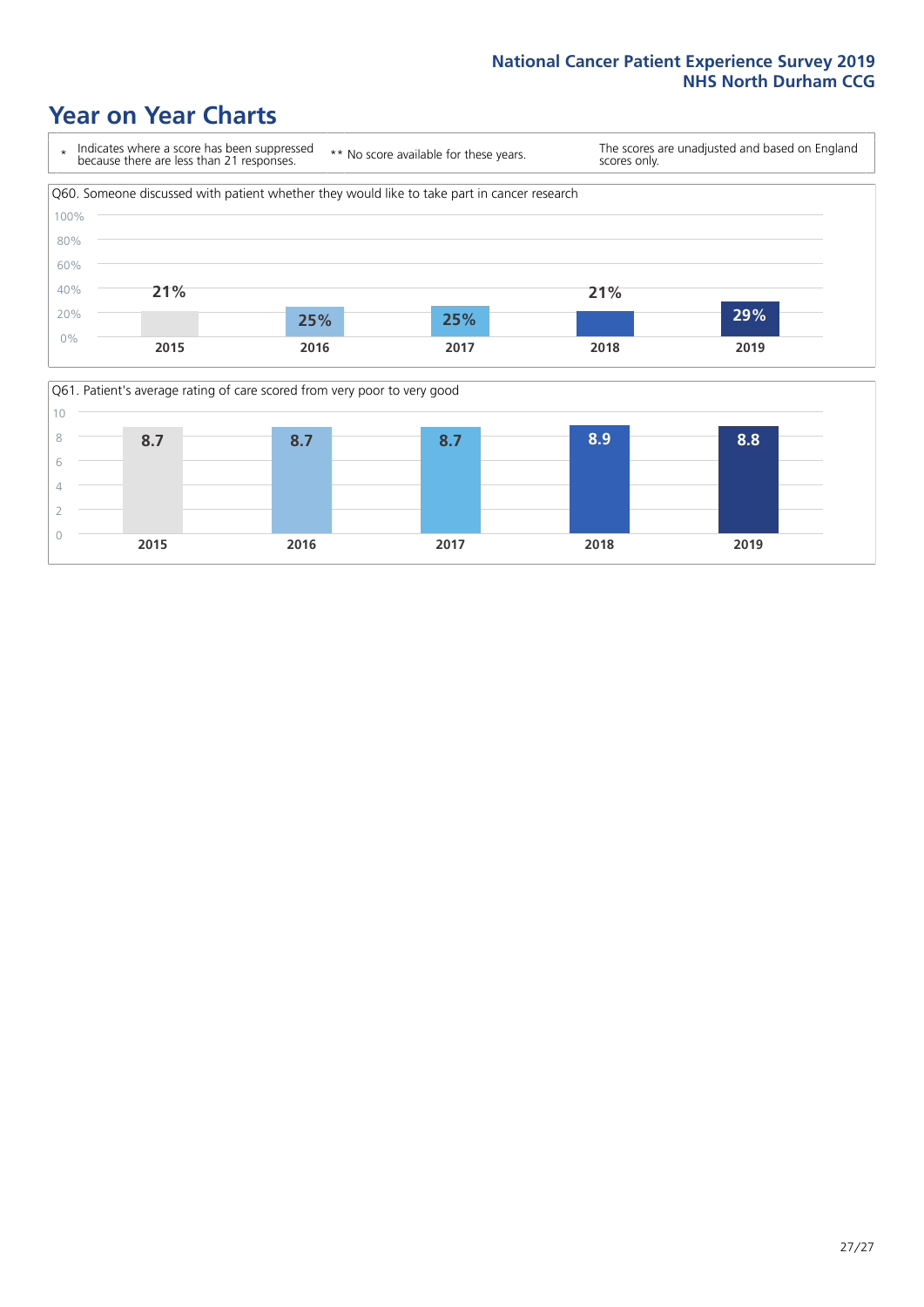# Year on Year Charts

\* Indicates where a score has been suppressed because there are less than 21 responses.

** No score available for these years.

The scores are unadjusted and based on England scores only.

Q60. Someone discussed with patient whether they would like to take part in cancer research

100%
80%
60%
40%
20%
0%

21% 25% 25% 21% 29%

2015 2016 2017 2018 2019

Q61. Patient's average rating of care scored from very poor to very good

10
8
6
4
2
0

8.7 8.7 8.7 8.9 8.8

2015 2016 2017 2018 2019